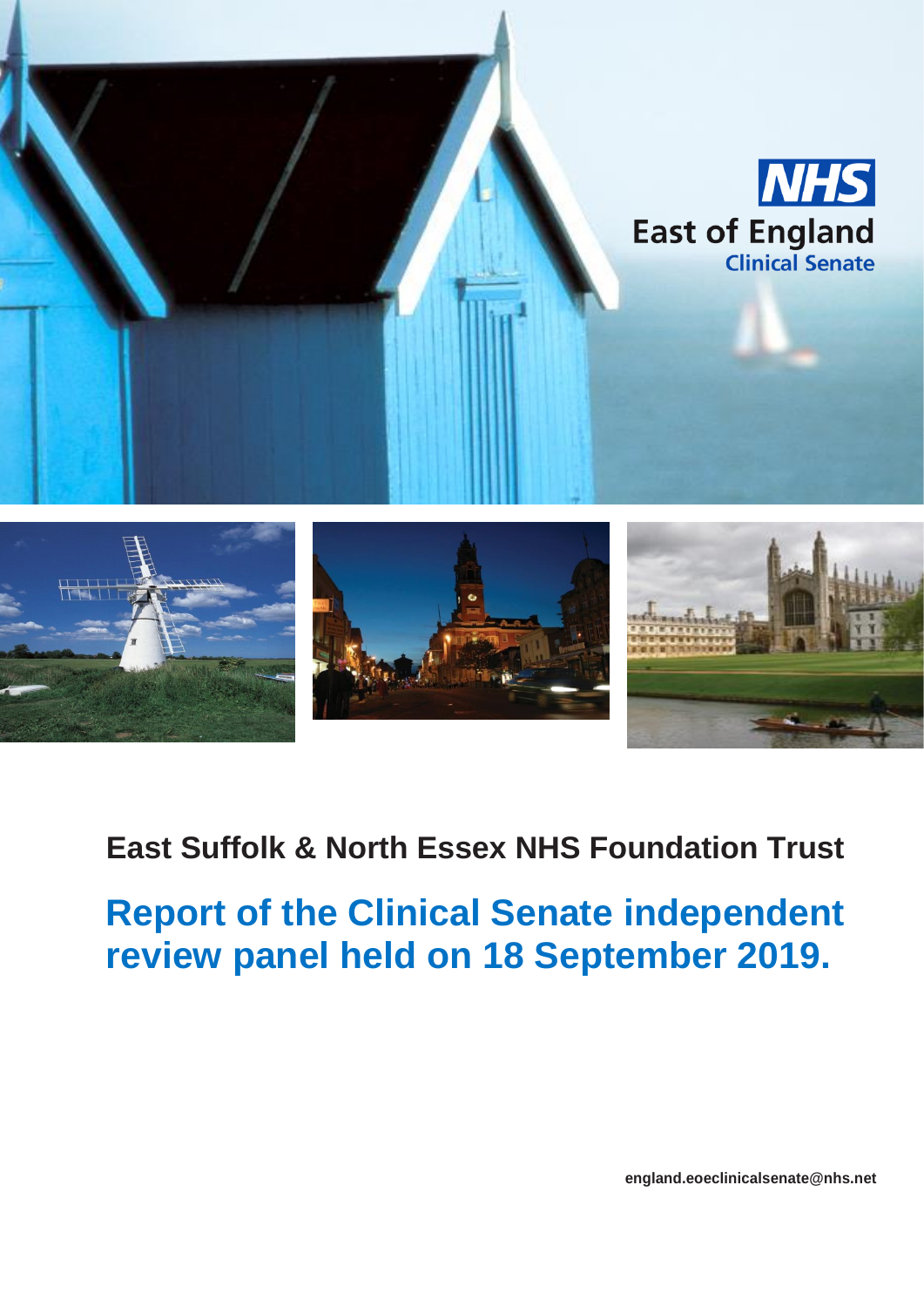**NHS**

**East of England**
**Clinical Senate**

## East Suffolk & North Essex NHS Foundation Trust

# Report of the Clinical Senate independent review panel held on 18 September 2019.

**england.eoeclinicalsenate@nhs.net**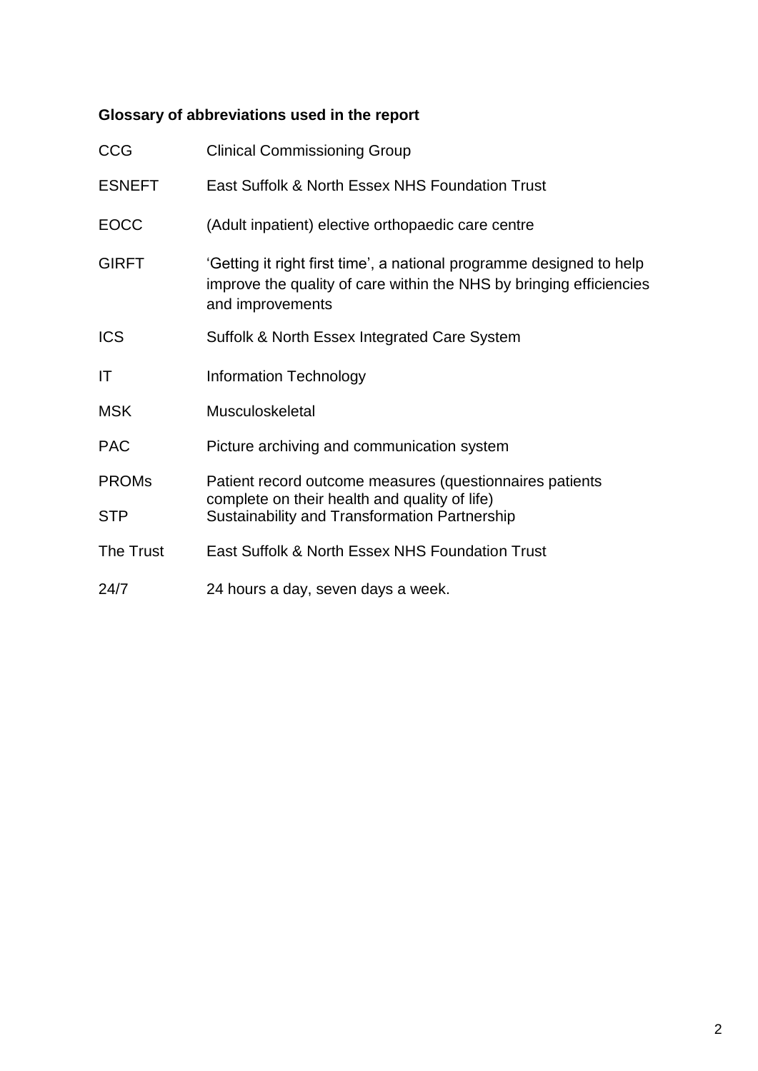**Glossary of abbreviations used in the report**

| | |
|---|---|
| CCG | Clinical Commissioning Group |
| ESNEFT | East Suffolk & North Essex NHS Foundation Trust |
| EOCC | (Adult inpatient) elective orthopaedic care centre |
| GIRFT | 'Getting it right first time', a national programme designed to help improve the quality of care within the NHS by bringing efficiencies and improvements |
| ICS | Suffolk & North Essex Integrated Care System |
| IT | Information Technology |
| MSK | Musculoskeletal |
| PAC | Picture archiving and communication system |
| PROMs | Patient record outcome measures (questionnaires patients complete on their health and quality of life) |
| STP | Sustainability and Transformation Partnership |
| The Trust | East Suffolk & North Essex NHS Foundation Trust |
| 24/7 | 24 hours a day, seven days a week. |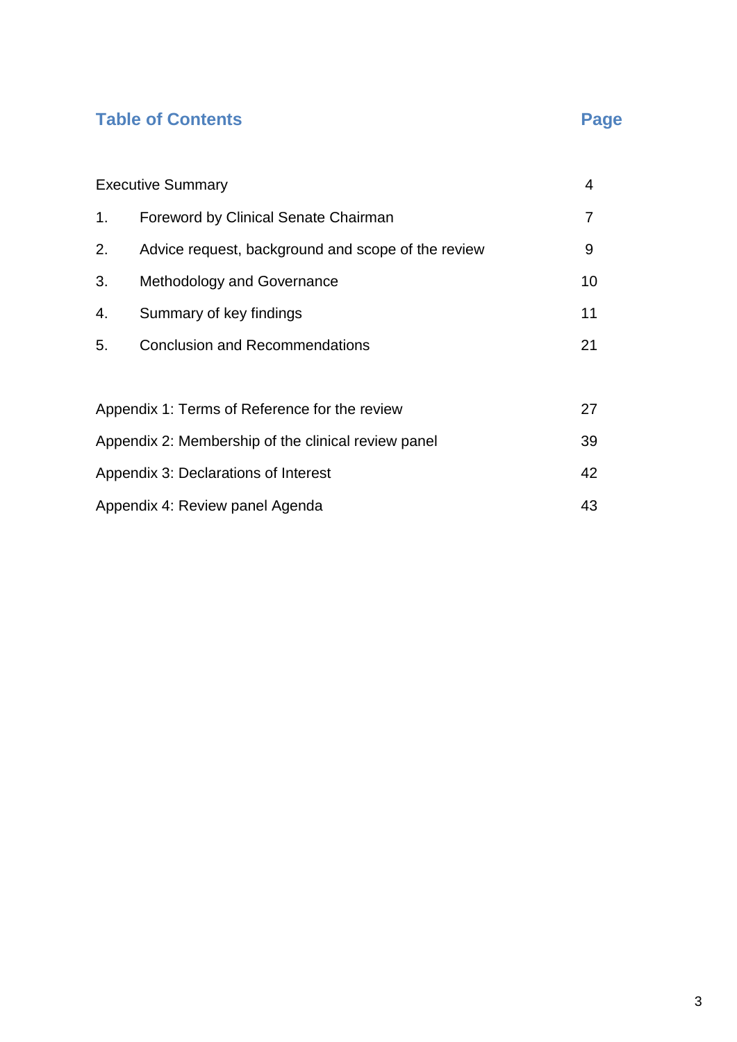## Table of Contents

| | | Page |
|---|---|---|
| Executive Summary | | 4 |
| 1. | Foreword by Clinical Senate Chairman | 7 |
| 2. | Advice request, background and scope of the review | 9 |
| 3. | Methodology and Governance | 10 |
| 4. | Summary of key findings | 11 |
| 5. | Conclusion and Recommendations | 21 |
| Appendix 1: Terms of Reference for the review | | 27 |
| Appendix 2: Membership of the clinical review panel | | 39 |
| Appendix 3: Declarations of Interest | | 42 |
| Appendix 4: Review panel Agenda | | 43 |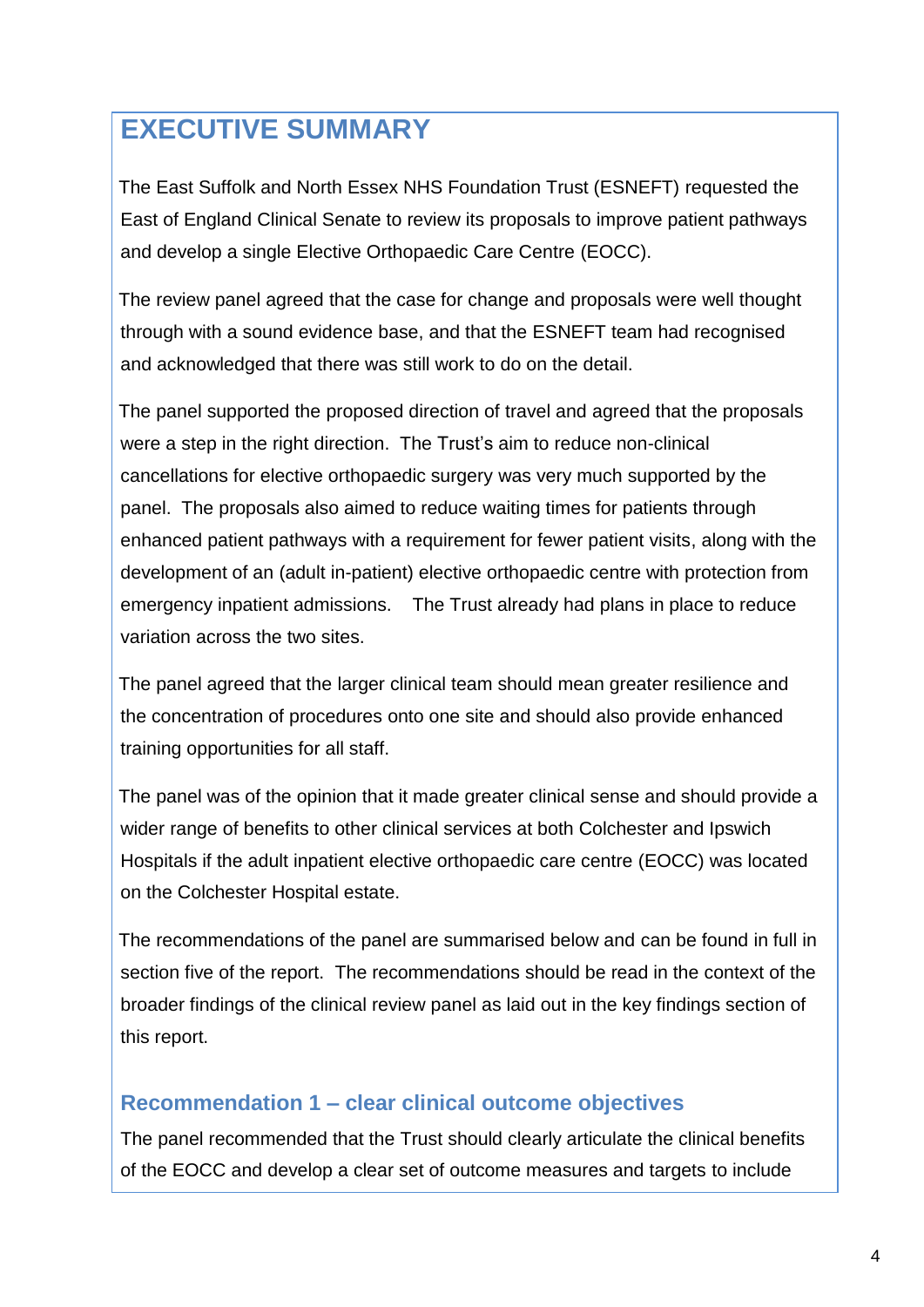# EXECUTIVE SUMMARY

The East Suffolk and North Essex NHS Foundation Trust (ESNEFT) requested the East of England Clinical Senate to review its proposals to improve patient pathways and develop a single Elective Orthopaedic Care Centre (EOCC).

The review panel agreed that the case for change and proposals were well thought through with a sound evidence base, and that the ESNEFT team had recognised and acknowledged that there was still work to do on the detail.

The panel supported the proposed direction of travel and agreed that the proposals were a step in the right direction. The Trust's aim to reduce non-clinical cancellations for elective orthopaedic surgery was very much supported by the panel. The proposals also aimed to reduce waiting times for patients through enhanced patient pathways with a requirement for fewer patient visits, along with the development of an (adult in-patient) elective orthopaedic centre with protection from emergency inpatient admissions. The Trust already had plans in place to reduce variation across the two sites.

The panel agreed that the larger clinical team should mean greater resilience and the concentration of procedures onto one site and should also provide enhanced training opportunities for all staff.

The panel was of the opinion that it made greater clinical sense and should provide a wider range of benefits to other clinical services at both Colchester and Ipswich Hospitals if the adult inpatient elective orthopaedic care centre (EOCC) was located on the Colchester Hospital estate.

The recommendations of the panel are summarised below and can be found in full in section five of the report. The recommendations should be read in the context of the broader findings of the clinical review panel as laid out in the key findings section of this report.

## Recommendation 1 – clear clinical outcome objectives

The panel recommended that the Trust should clearly articulate the clinical benefits of the EOCC and develop a clear set of outcome measures and targets to include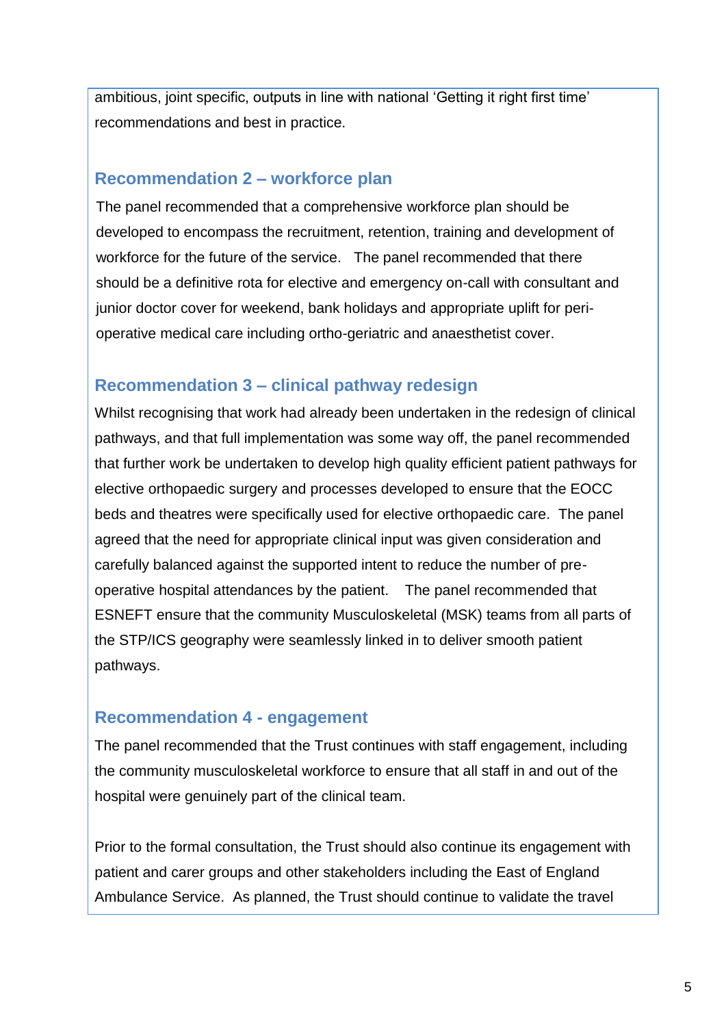ambitious, joint specific, outputs in line with national 'Getting it right first time' recommendations and best in practice.

### Recommendation 2 – workforce plan

The panel recommended that a comprehensive workforce plan should be developed to encompass the recruitment, retention, training and development of workforce for the future of the service. The panel recommended that there should be a definitive rota for elective and emergency on-call with consultant and junior doctor cover for weekend, bank holidays and appropriate uplift for peri-operative medical care including ortho-geriatric and anaesthetist cover.

### Recommendation 3 – clinical pathway redesign

Whilst recognising that work had already been undertaken in the redesign of clinical pathways, and that full implementation was some way off, the panel recommended that further work be undertaken to develop high quality efficient patient pathways for elective orthopaedic surgery and processes developed to ensure that the EOCC beds and theatres were specifically used for elective orthopaedic care. The panel agreed that the need for appropriate clinical input was given consideration and carefully balanced against the supported intent to reduce the number of pre-operative hospital attendances by the patient. The panel recommended that ESNEFT ensure that the community Musculoskeletal (MSK) teams from all parts of the STP/ICS geography were seamlessly linked in to deliver smooth patient pathways.

### Recommendation 4 - engagement

The panel recommended that the Trust continues with staff engagement, including the community musculoskeletal workforce to ensure that all staff in and out of the hospital were genuinely part of the clinical team.

Prior to the formal consultation, the Trust should also continue its engagement with patient and carer groups and other stakeholders including the East of England Ambulance Service. As planned, the Trust should continue to validate the travel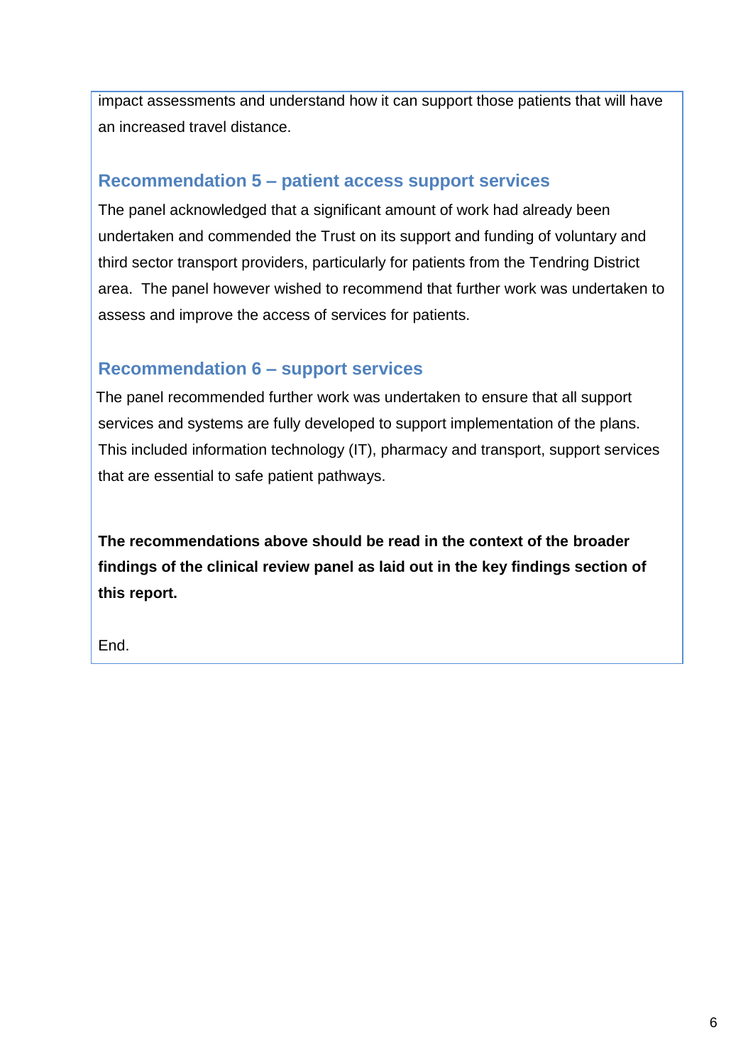impact assessments and understand how it can support those patients that will have an increased travel distance.

### Recommendation 5 – patient access support services

The panel acknowledged that a significant amount of work had already been undertaken and commended the Trust on its support and funding of voluntary and third sector transport providers, particularly for patients from the Tendring District area.  The panel however wished to recommend that further work was undertaken to assess and improve the access of services for patients.

### Recommendation 6 – support services

The panel recommended further work was undertaken to ensure that all support services and systems are fully developed to support implementation of the plans. This included information technology (IT), pharmacy and transport, support services that are essential to safe patient pathways.

**The recommendations above should be read in the context of the broader findings of the clinical review panel as laid out in the key findings section of this report.**

End.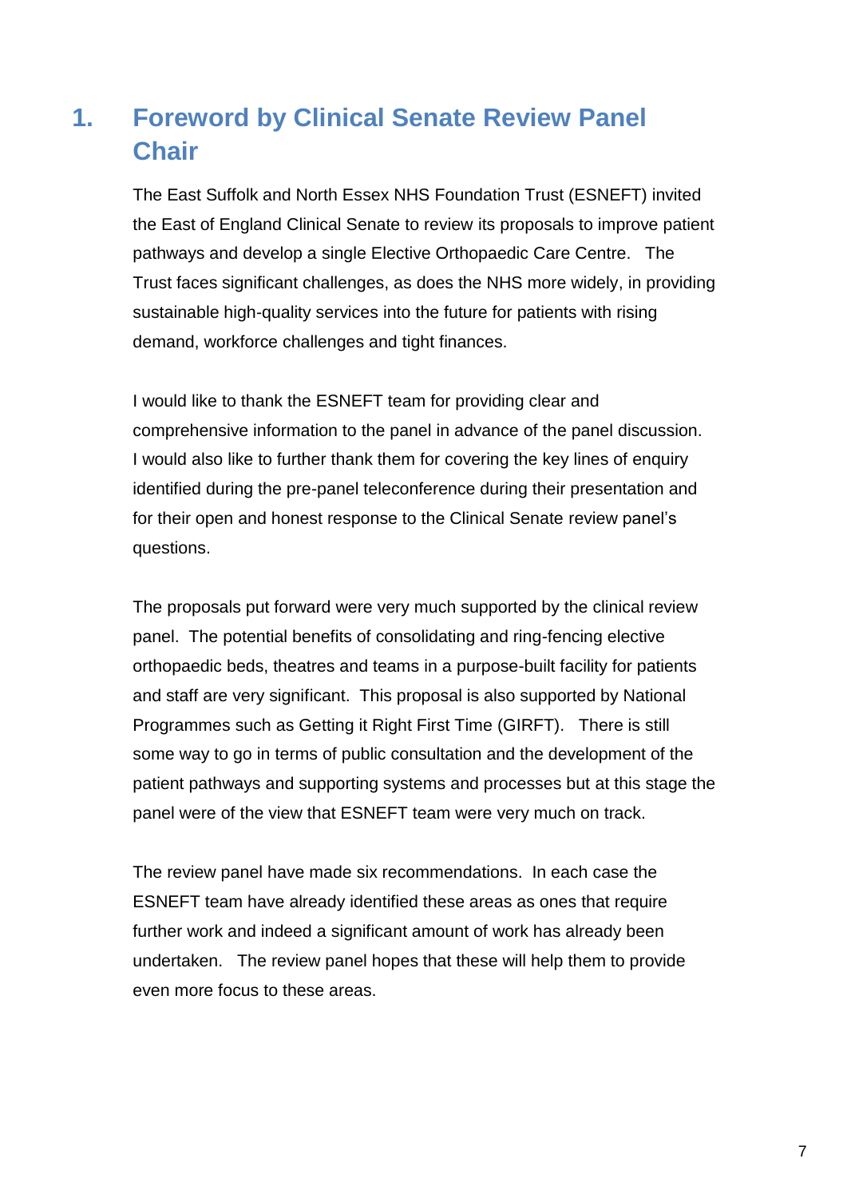# 1. Foreword by Clinical Senate Review Panel Chair

The East Suffolk and North Essex NHS Foundation Trust (ESNEFT) invited the East of England Clinical Senate to review its proposals to improve patient pathways and develop a single Elective Orthopaedic Care Centre. The Trust faces significant challenges, as does the NHS more widely, in providing sustainable high-quality services into the future for patients with rising demand, workforce challenges and tight finances.

I would like to thank the ESNEFT team for providing clear and comprehensive information to the panel in advance of the panel discussion. I would also like to further thank them for covering the key lines of enquiry identified during the pre-panel teleconference during their presentation and for their open and honest response to the Clinical Senate review panel's questions.

The proposals put forward were very much supported by the clinical review panel. The potential benefits of consolidating and ring-fencing elective orthopaedic beds, theatres and teams in a purpose-built facility for patients and staff are very significant. This proposal is also supported by National Programmes such as Getting it Right First Time (GIRFT). There is still some way to go in terms of public consultation and the development of the patient pathways and supporting systems and processes but at this stage the panel were of the view that ESNEFT team were very much on track.

The review panel have made six recommendations. In each case the ESNEFT team have already identified these areas as ones that require further work and indeed a significant amount of work has already been undertaken. The review panel hopes that these will help them to provide even more focus to these areas.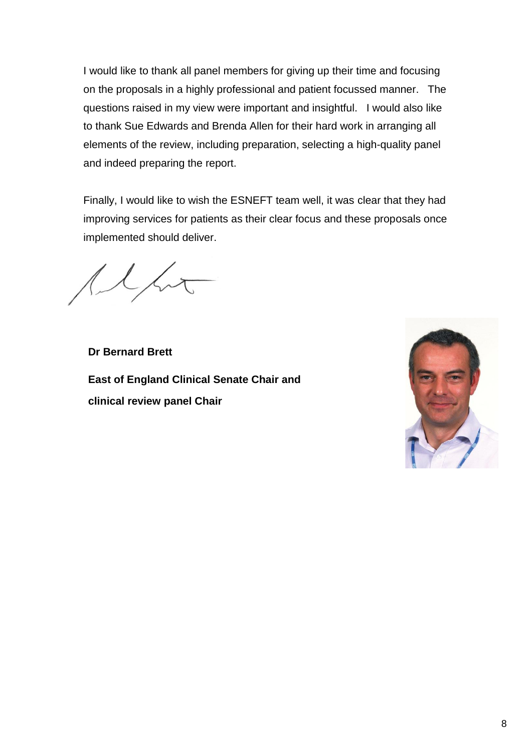I would like to thank all panel members for giving up their time and focusing on the proposals in a highly professional and patient focussed manner. The questions raised in my view were important and insightful. I would also like to thank Sue Edwards and Brenda Allen for their hard work in arranging all elements of the review, including preparation, selecting a high-quality panel and indeed preparing the report.

Finally, I would like to wish the ESNEFT team well, it was clear that they had improving services for patients as their clear focus and these proposals once implemented should deliver.

**Dr Bernard Brett**

**East of England Clinical Senate Chair and clinical review panel Chair**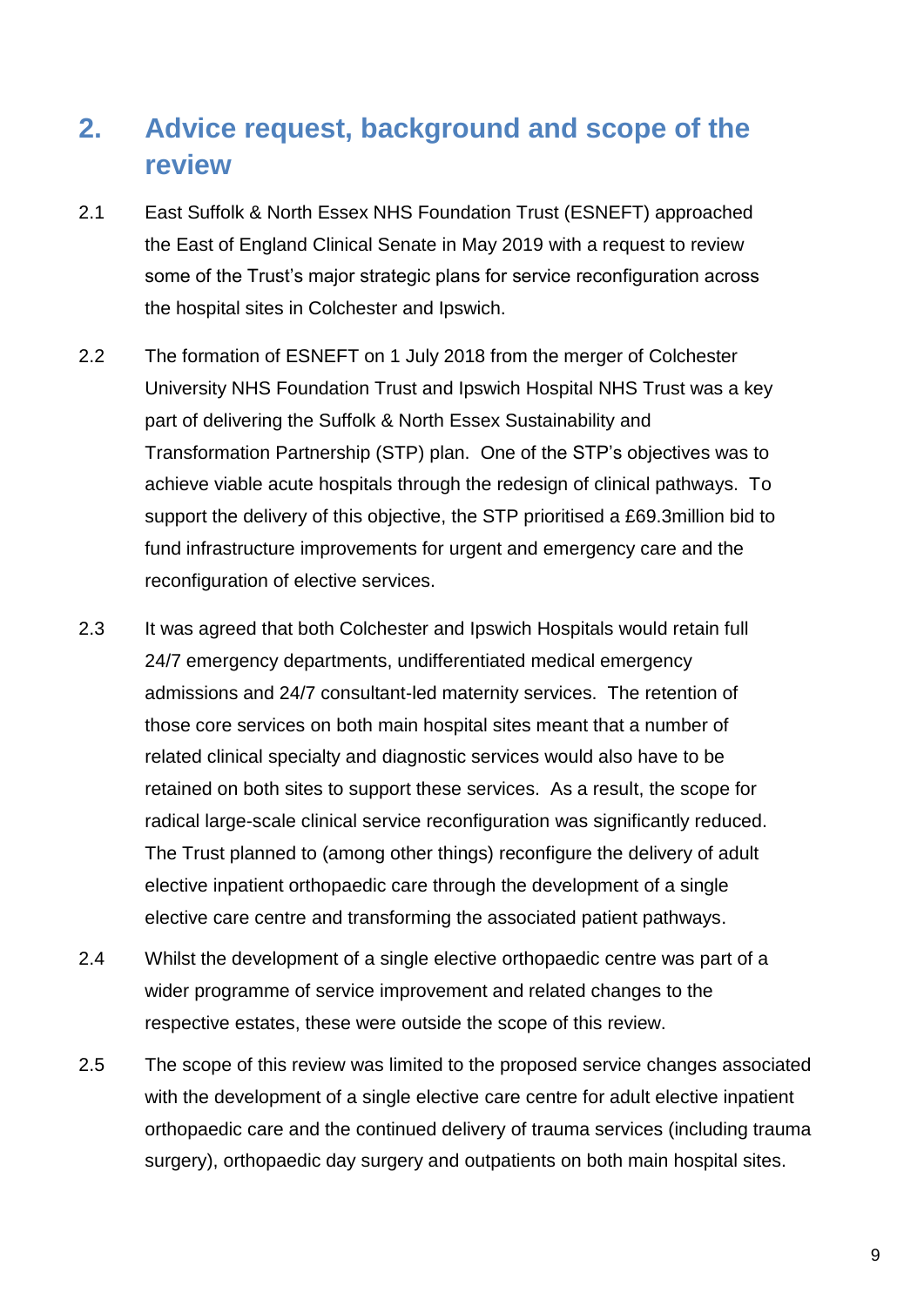## 2. Advice request, background and scope of the review

2.1 East Suffolk & North Essex NHS Foundation Trust (ESNEFT) approached the East of England Clinical Senate in May 2019 with a request to review some of the Trust's major strategic plans for service reconfiguration across the hospital sites in Colchester and Ipswich.

2.2 The formation of ESNEFT on 1 July 2018 from the merger of Colchester University NHS Foundation Trust and Ipswich Hospital NHS Trust was a key part of delivering the Suffolk & North Essex Sustainability and Transformation Partnership (STP) plan. One of the STP's objectives was to achieve viable acute hospitals through the redesign of clinical pathways. To support the delivery of this objective, the STP prioritised a £69.3million bid to fund infrastructure improvements for urgent and emergency care and the reconfiguration of elective services.

2.3 It was agreed that both Colchester and Ipswich Hospitals would retain full 24/7 emergency departments, undifferentiated medical emergency admissions and 24/7 consultant-led maternity services. The retention of those core services on both main hospital sites meant that a number of related clinical specialty and diagnostic services would also have to be retained on both sites to support these services. As a result, the scope for radical large-scale clinical service reconfiguration was significantly reduced. The Trust planned to (among other things) reconfigure the delivery of adult elective inpatient orthopaedic care through the development of a single elective care centre and transforming the associated patient pathways.

2.4 Whilst the development of a single elective orthopaedic centre was part of a wider programme of service improvement and related changes to the respective estates, these were outside the scope of this review.

2.5 The scope of this review was limited to the proposed service changes associated with the development of a single elective care centre for adult elective inpatient orthopaedic care and the continued delivery of trauma services (including trauma surgery), orthopaedic day surgery and outpatients on both main hospital sites.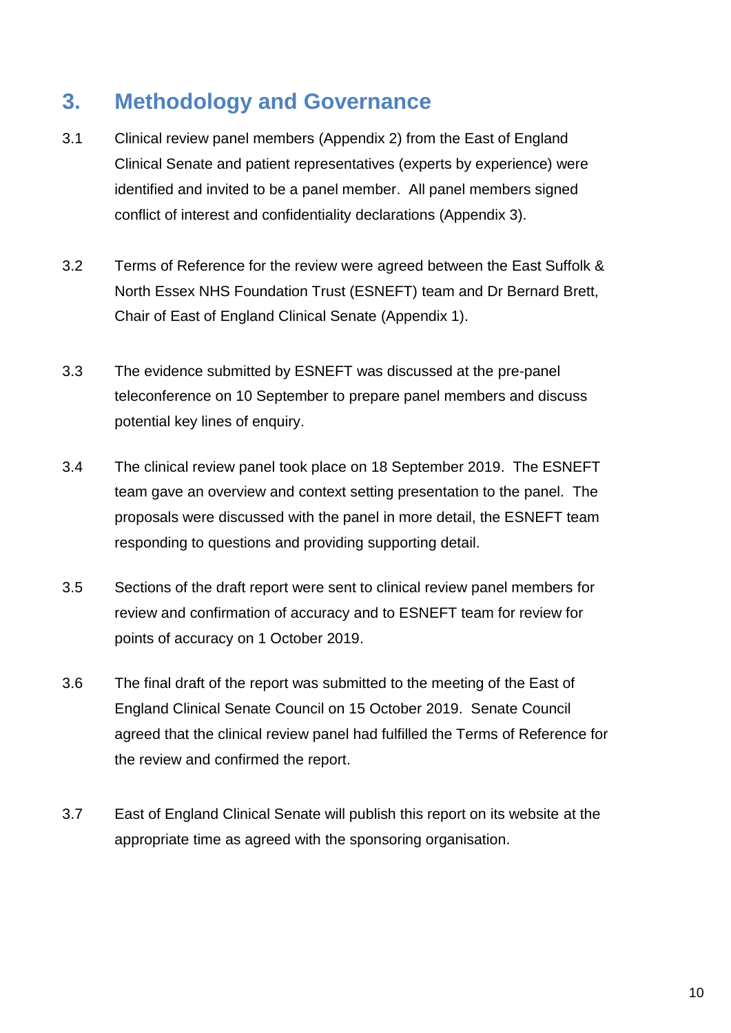## 3. Methodology and Governance

3.1 Clinical review panel members (Appendix 2) from the East of England Clinical Senate and patient representatives (experts by experience) were identified and invited to be a panel member. All panel members signed conflict of interest and confidentiality declarations (Appendix 3).

3.2 Terms of Reference for the review were agreed between the East Suffolk & North Essex NHS Foundation Trust (ESNEFT) team and Dr Bernard Brett, Chair of East of England Clinical Senate (Appendix 1).

3.3 The evidence submitted by ESNEFT was discussed at the pre-panel teleconference on 10 September to prepare panel members and discuss potential key lines of enquiry.

3.4 The clinical review panel took place on 18 September 2019. The ESNEFT team gave an overview and context setting presentation to the panel. The proposals were discussed with the panel in more detail, the ESNEFT team responding to questions and providing supporting detail.

3.5 Sections of the draft report were sent to clinical review panel members for review and confirmation of accuracy and to ESNEFT team for review for points of accuracy on 1 October 2019.

3.6 The final draft of the report was submitted to the meeting of the East of England Clinical Senate Council on 15 October 2019. Senate Council agreed that the clinical review panel had fulfilled the Terms of Reference for the review and confirmed the report.

3.7 East of England Clinical Senate will publish this report on its website at the appropriate time as agreed with the sponsoring organisation.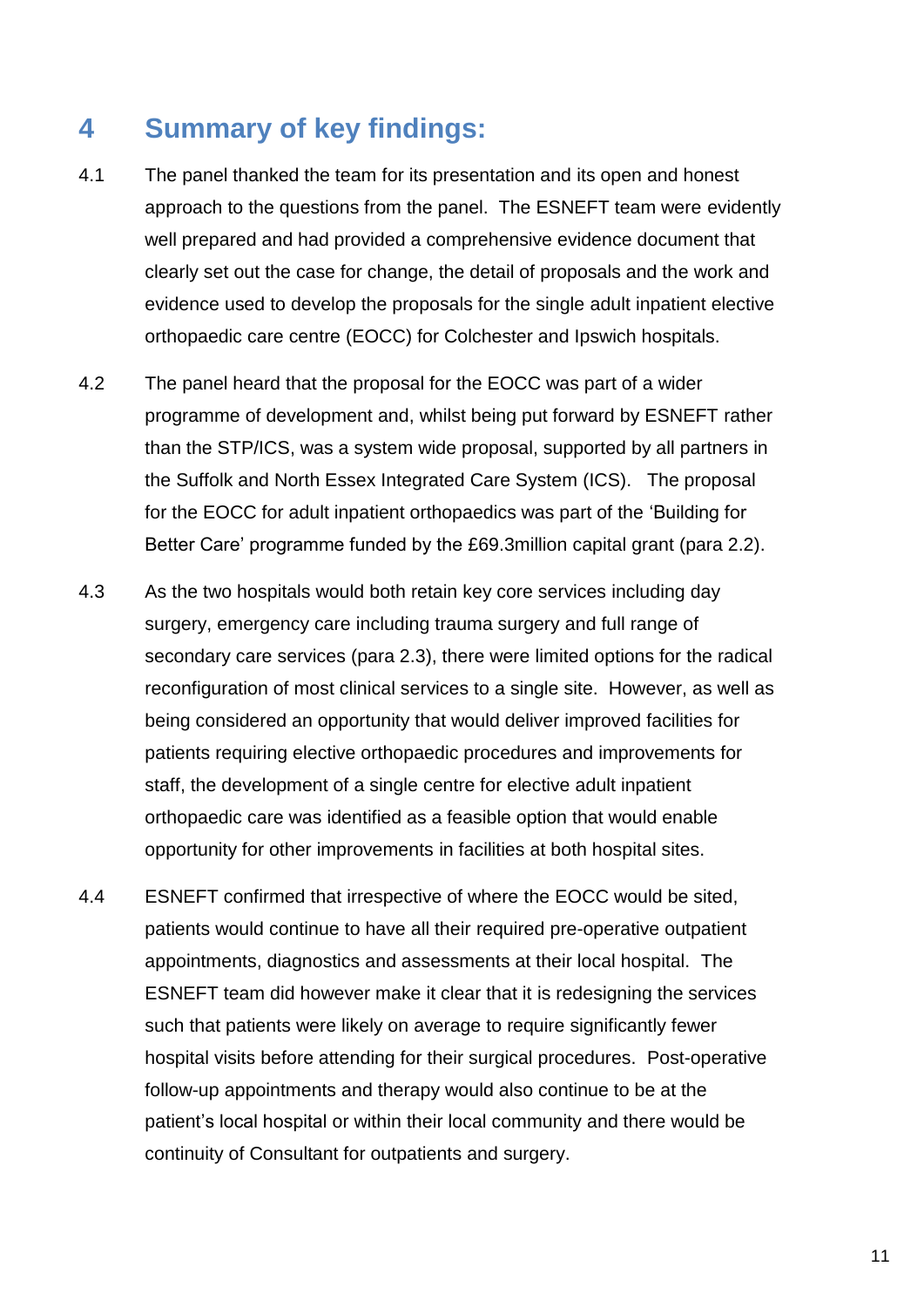## 4 Summary of key findings:

4.1 The panel thanked the team for its presentation and its open and honest approach to the questions from the panel. The ESNEFT team were evidently well prepared and had provided a comprehensive evidence document that clearly set out the case for change, the detail of proposals and the work and evidence used to develop the proposals for the single adult inpatient elective orthopaedic care centre (EOCC) for Colchester and Ipswich hospitals.

4.2 The panel heard that the proposal for the EOCC was part of a wider programme of development and, whilst being put forward by ESNEFT rather than the STP/ICS, was a system wide proposal, supported by all partners in the Suffolk and North Essex Integrated Care System (ICS). The proposal for the EOCC for adult inpatient orthopaedics was part of the 'Building for Better Care' programme funded by the £69.3million capital grant (para 2.2).

4.3 As the two hospitals would both retain key core services including day surgery, emergency care including trauma surgery and full range of secondary care services (para 2.3), there were limited options for the radical reconfiguration of most clinical services to a single site. However, as well as being considered an opportunity that would deliver improved facilities for patients requiring elective orthopaedic procedures and improvements for staff, the development of a single centre for elective adult inpatient orthopaedic care was identified as a feasible option that would enable opportunity for other improvements in facilities at both hospital sites.

4.4 ESNEFT confirmed that irrespective of where the EOCC would be sited, patients would continue to have all their required pre-operative outpatient appointments, diagnostics and assessments at their local hospital. The ESNEFT team did however make it clear that it is redesigning the services such that patients were likely on average to require significantly fewer hospital visits before attending for their surgical procedures. Post-operative follow-up appointments and therapy would also continue to be at the patient's local hospital or within their local community and there would be continuity of Consultant for outpatients and surgery.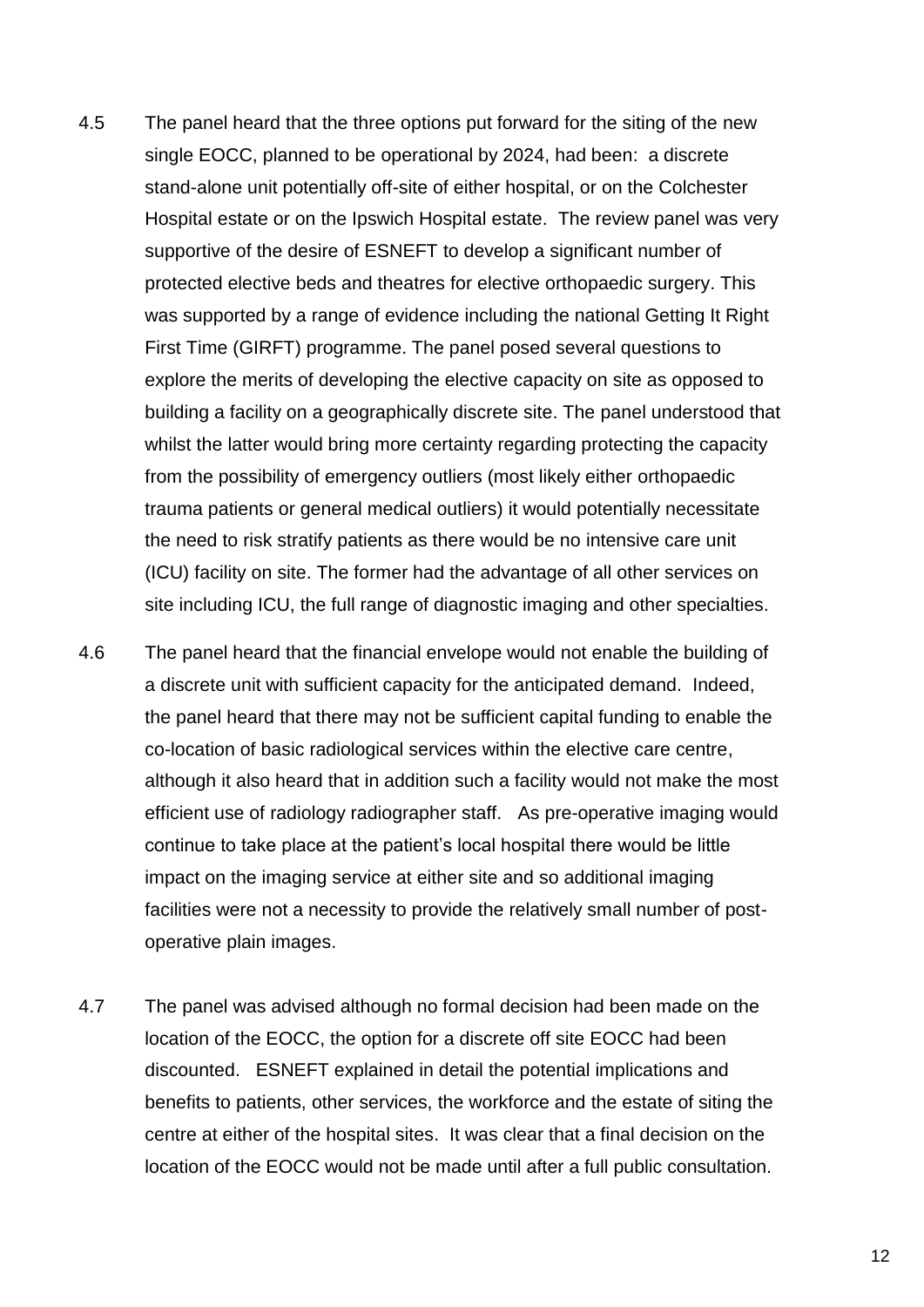4.5 The panel heard that the three options put forward for the siting of the new single EOCC, planned to be operational by 2024, had been: a discrete stand-alone unit potentially off-site of either hospital, or on the Colchester Hospital estate or on the Ipswich Hospital estate. The review panel was very supportive of the desire of ESNEFT to develop a significant number of protected elective beds and theatres for elective orthopaedic surgery. This was supported by a range of evidence including the national Getting It Right First Time (GIRFT) programme. The panel posed several questions to explore the merits of developing the elective capacity on site as opposed to building a facility on a geographically discrete site. The panel understood that whilst the latter would bring more certainty regarding protecting the capacity from the possibility of emergency outliers (most likely either orthopaedic trauma patients or general medical outliers) it would potentially necessitate the need to risk stratify patients as there would be no intensive care unit (ICU) facility on site. The former had the advantage of all other services on site including ICU, the full range of diagnostic imaging and other specialties.

4.6 The panel heard that the financial envelope would not enable the building of a discrete unit with sufficient capacity for the anticipated demand. Indeed, the panel heard that there may not be sufficient capital funding to enable the co-location of basic radiological services within the elective care centre, although it also heard that in addition such a facility would not make the most efficient use of radiology radiographer staff. As pre-operative imaging would continue to take place at the patient's local hospital there would be little impact on the imaging service at either site and so additional imaging facilities were not a necessity to provide the relatively small number of post-operative plain images.

4.7 The panel was advised although no formal decision had been made on the location of the EOCC, the option for a discrete off site EOCC had been discounted. ESNEFT explained in detail the potential implications and benefits to patients, other services, the workforce and the estate of siting the centre at either of the hospital sites. It was clear that a final decision on the location of the EOCC would not be made until after a full public consultation.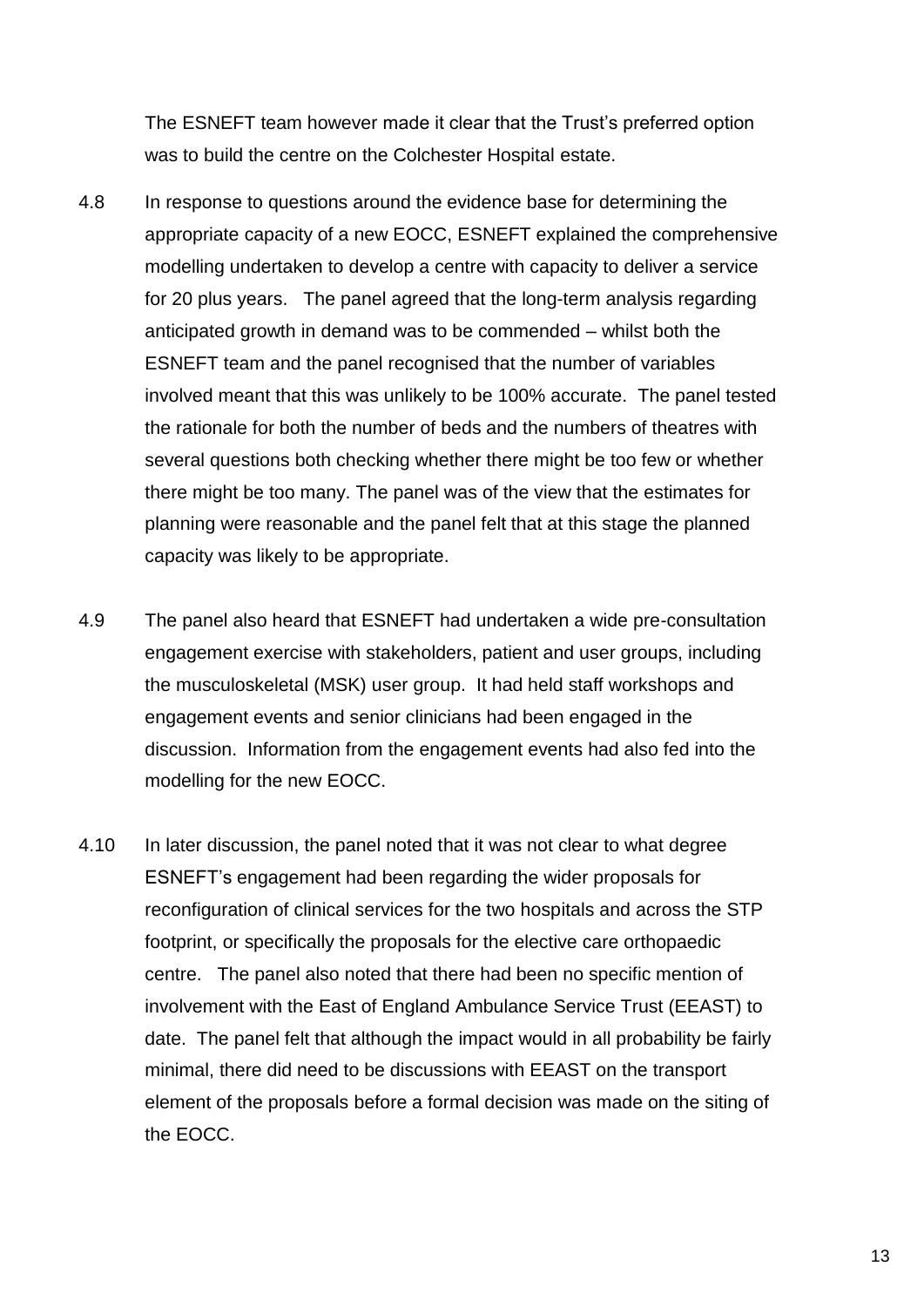The ESNEFT team however made it clear that the Trust's preferred option was to build the centre on the Colchester Hospital estate.

4.8 In response to questions around the evidence base for determining the appropriate capacity of a new EOCC, ESNEFT explained the comprehensive modelling undertaken to develop a centre with capacity to deliver a service for 20 plus years. The panel agreed that the long-term analysis regarding anticipated growth in demand was to be commended – whilst both the ESNEFT team and the panel recognised that the number of variables involved meant that this was unlikely to be 100% accurate. The panel tested the rationale for both the number of beds and the numbers of theatres with several questions both checking whether there might be too few or whether there might be too many. The panel was of the view that the estimates for planning were reasonable and the panel felt that at this stage the planned capacity was likely to be appropriate.

4.9 The panel also heard that ESNEFT had undertaken a wide pre-consultation engagement exercise with stakeholders, patient and user groups, including the musculoskeletal (MSK) user group. It had held staff workshops and engagement events and senior clinicians had been engaged in the discussion. Information from the engagement events had also fed into the modelling for the new EOCC.

4.10 In later discussion, the panel noted that it was not clear to what degree ESNEFT's engagement had been regarding the wider proposals for reconfiguration of clinical services for the two hospitals and across the STP footprint, or specifically the proposals for the elective care orthopaedic centre. The panel also noted that there had been no specific mention of involvement with the East of England Ambulance Service Trust (EEAST) to date. The panel felt that although the impact would in all probability be fairly minimal, there did need to be discussions with EEAST on the transport element of the proposals before a formal decision was made on the siting of the EOCC.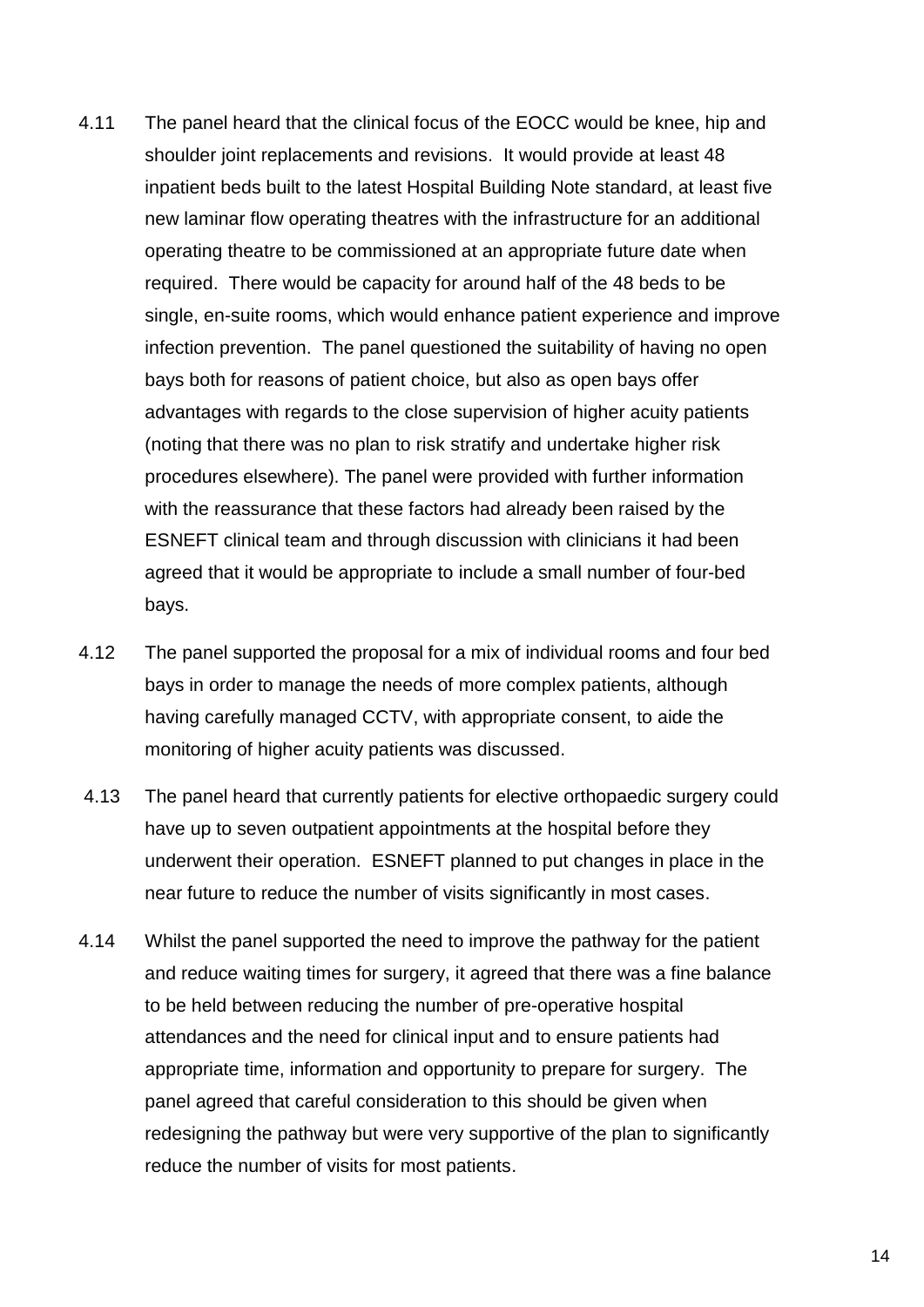4.11 The panel heard that the clinical focus of the EOCC would be knee, hip and shoulder joint replacements and revisions. It would provide at least 48 inpatient beds built to the latest Hospital Building Note standard, at least five new laminar flow operating theatres with the infrastructure for an additional operating theatre to be commissioned at an appropriate future date when required. There would be capacity for around half of the 48 beds to be single, en-suite rooms, which would enhance patient experience and improve infection prevention. The panel questioned the suitability of having no open bays both for reasons of patient choice, but also as open bays offer advantages with regards to the close supervision of higher acuity patients (noting that there was no plan to risk stratify and undertake higher risk procedures elsewhere). The panel were provided with further information with the reassurance that these factors had already been raised by the ESNEFT clinical team and through discussion with clinicians it had been agreed that it would be appropriate to include a small number of four-bed bays.

4.12 The panel supported the proposal for a mix of individual rooms and four bed bays in order to manage the needs of more complex patients, although having carefully managed CCTV, with appropriate consent, to aide the monitoring of higher acuity patients was discussed.

4.13 The panel heard that currently patients for elective orthopaedic surgery could have up to seven outpatient appointments at the hospital before they underwent their operation. ESNEFT planned to put changes in place in the near future to reduce the number of visits significantly in most cases.

4.14 Whilst the panel supported the need to improve the pathway for the patient and reduce waiting times for surgery, it agreed that there was a fine balance to be held between reducing the number of pre-operative hospital attendances and the need for clinical input and to ensure patients had appropriate time, information and opportunity to prepare for surgery. The panel agreed that careful consideration to this should be given when redesigning the pathway but were very supportive of the plan to significantly reduce the number of visits for most patients.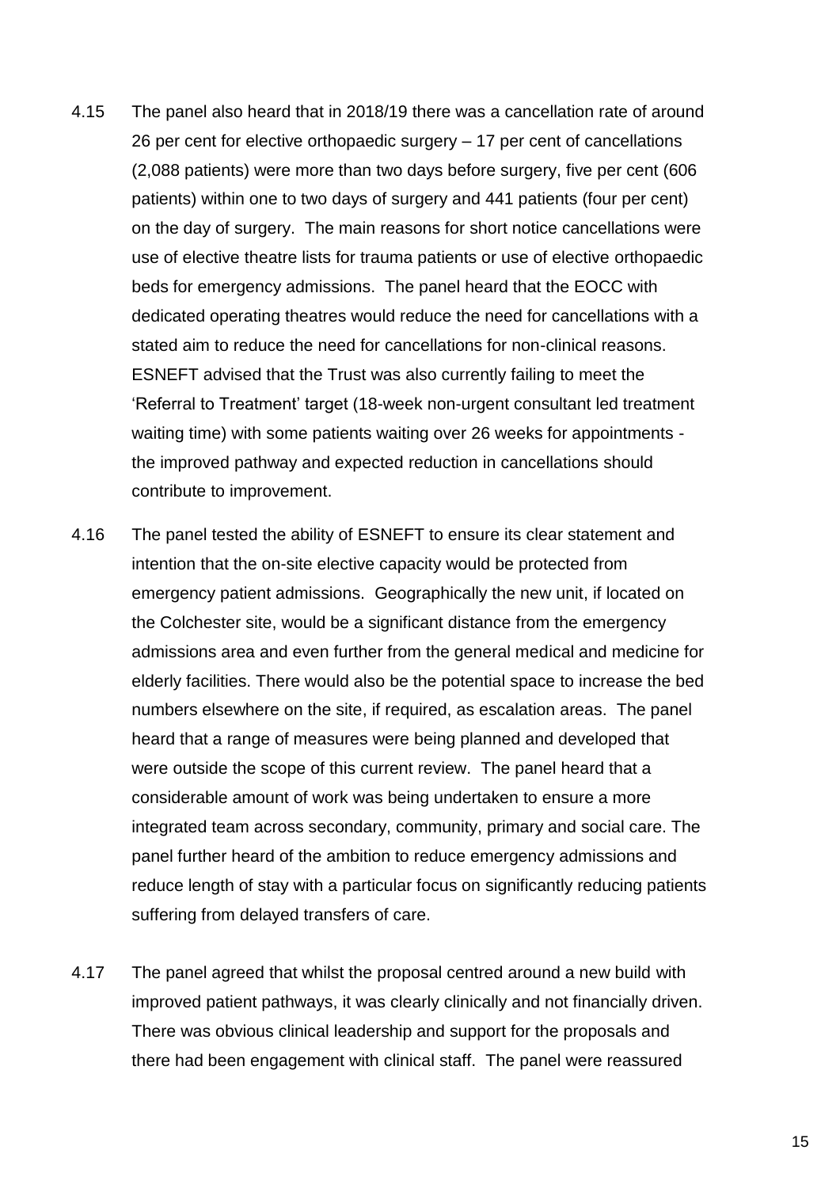4.15 The panel also heard that in 2018/19 there was a cancellation rate of around 26 per cent for elective orthopaedic surgery – 17 per cent of cancellations (2,088 patients) were more than two days before surgery, five per cent (606 patients) within one to two days of surgery and 441 patients (four per cent) on the day of surgery. The main reasons for short notice cancellations were use of elective theatre lists for trauma patients or use of elective orthopaedic beds for emergency admissions. The panel heard that the EOCC with dedicated operating theatres would reduce the need for cancellations with a stated aim to reduce the need for cancellations for non-clinical reasons. ESNEFT advised that the Trust was also currently failing to meet the 'Referral to Treatment' target (18-week non-urgent consultant led treatment waiting time) with some patients waiting over 26 weeks for appointments - the improved pathway and expected reduction in cancellations should contribute to improvement.

4.16 The panel tested the ability of ESNEFT to ensure its clear statement and intention that the on-site elective capacity would be protected from emergency patient admissions. Geographically the new unit, if located on the Colchester site, would be a significant distance from the emergency admissions area and even further from the general medical and medicine for elderly facilities. There would also be the potential space to increase the bed numbers elsewhere on the site, if required, as escalation areas. The panel heard that a range of measures were being planned and developed that were outside the scope of this current review. The panel heard that a considerable amount of work was being undertaken to ensure a more integrated team across secondary, community, primary and social care. The panel further heard of the ambition to reduce emergency admissions and reduce length of stay with a particular focus on significantly reducing patients suffering from delayed transfers of care.

4.17 The panel agreed that whilst the proposal centred around a new build with improved patient pathways, it was clearly clinically and not financially driven. There was obvious clinical leadership and support for the proposals and there had been engagement with clinical staff. The panel were reassured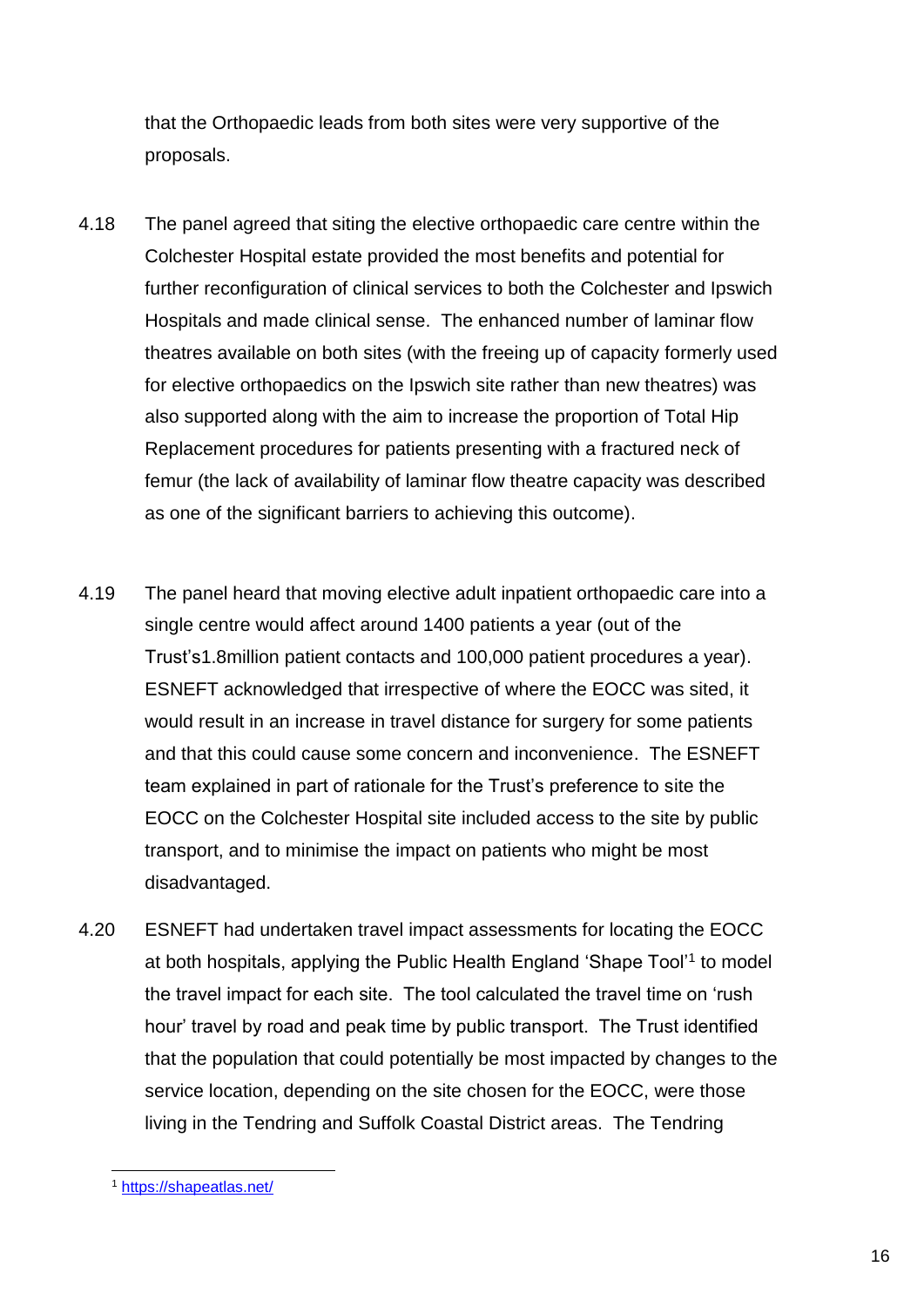that the Orthopaedic leads from both sites were very supportive of the proposals.

4.18 The panel agreed that siting the elective orthopaedic care centre within the Colchester Hospital estate provided the most benefits and potential for further reconfiguration of clinical services to both the Colchester and Ipswich Hospitals and made clinical sense. The enhanced number of laminar flow theatres available on both sites (with the freeing up of capacity formerly used for elective orthopaedics on the Ipswich site rather than new theatres) was also supported along with the aim to increase the proportion of Total Hip Replacement procedures for patients presenting with a fractured neck of femur (the lack of availability of laminar flow theatre capacity was described as one of the significant barriers to achieving this outcome).

4.19 The panel heard that moving elective adult inpatient orthopaedic care into a single centre would affect around 1400 patients a year (out of the Trust's1.8million patient contacts and 100,000 patient procedures a year). ESNEFT acknowledged that irrespective of where the EOCC was sited, it would result in an increase in travel distance for surgery for some patients and that this could cause some concern and inconvenience. The ESNEFT team explained in part of rationale for the Trust's preference to site the EOCC on the Colchester Hospital site included access to the site by public transport, and to minimise the impact on patients who might be most disadvantaged.

4.20 ESNEFT had undertaken travel impact assessments for locating the EOCC at both hospitals, applying the Public Health England 'Shape Tool'[1] to model the travel impact for each site. The tool calculated the travel time on 'rush hour' travel by road and peak time by public transport. The Trust identified that the population that could potentially be most impacted by changes to the service location, depending on the site chosen for the EOCC, were those living in the Tendring and Suffolk Coastal District areas. The Tendring

[1] https://shapeatlas.net/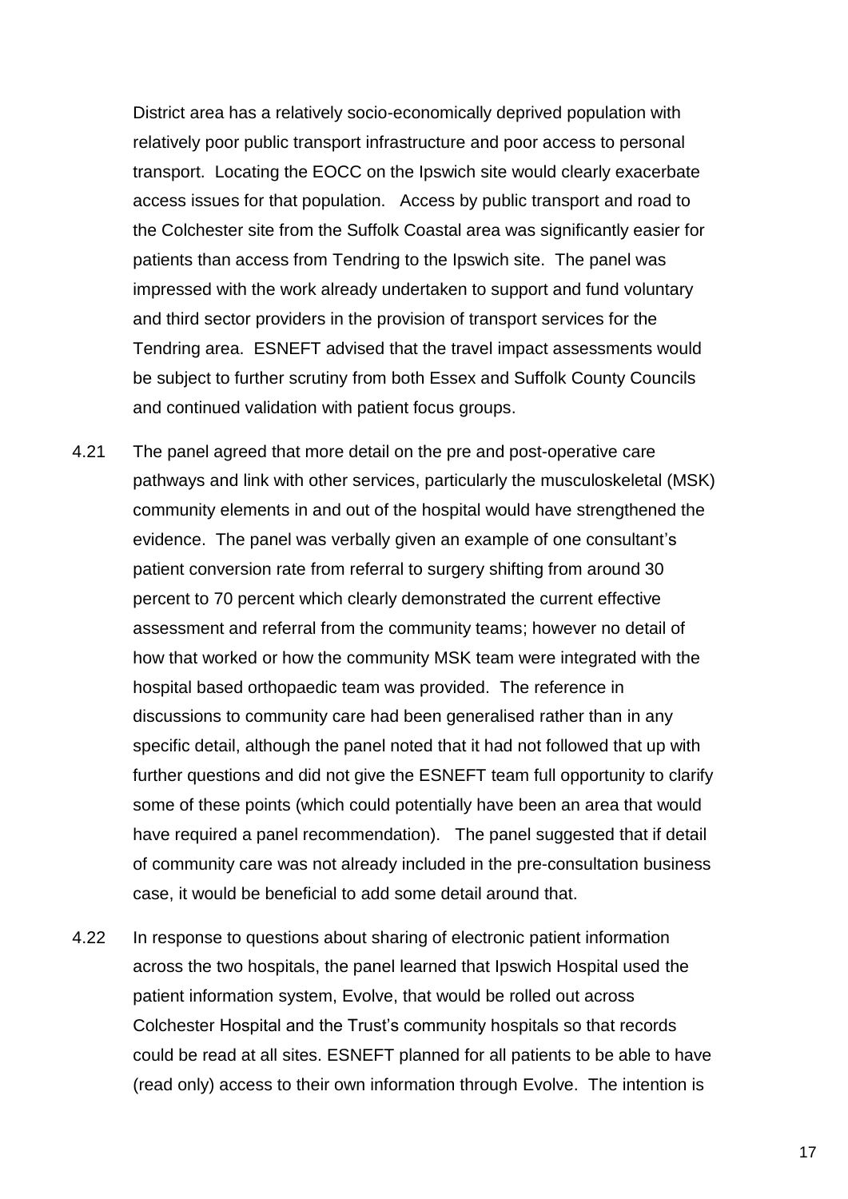District area has a relatively socio-economically deprived population with relatively poor public transport infrastructure and poor access to personal transport. Locating the EOCC on the Ipswich site would clearly exacerbate access issues for that population. Access by public transport and road to the Colchester site from the Suffolk Coastal area was significantly easier for patients than access from Tendring to the Ipswich site. The panel was impressed with the work already undertaken to support and fund voluntary and third sector providers in the provision of transport services for the Tendring area. ESNEFT advised that the travel impact assessments would be subject to further scrutiny from both Essex and Suffolk County Councils and continued validation with patient focus groups.

4.21 The panel agreed that more detail on the pre and post-operative care pathways and link with other services, particularly the musculoskeletal (MSK) community elements in and out of the hospital would have strengthened the evidence. The panel was verbally given an example of one consultant's patient conversion rate from referral to surgery shifting from around 30 percent to 70 percent which clearly demonstrated the current effective assessment and referral from the community teams; however no detail of how that worked or how the community MSK team were integrated with the hospital based orthopaedic team was provided. The reference in discussions to community care had been generalised rather than in any specific detail, although the panel noted that it had not followed that up with further questions and did not give the ESNEFT team full opportunity to clarify some of these points (which could potentially have been an area that would have required a panel recommendation). The panel suggested that if detail of community care was not already included in the pre-consultation business case, it would be beneficial to add some detail around that.

4.22 In response to questions about sharing of electronic patient information across the two hospitals, the panel learned that Ipswich Hospital used the patient information system, Evolve, that would be rolled out across Colchester Hospital and the Trust's community hospitals so that records could be read at all sites. ESNEFT planned for all patients to be able to have (read only) access to their own information through Evolve. The intention is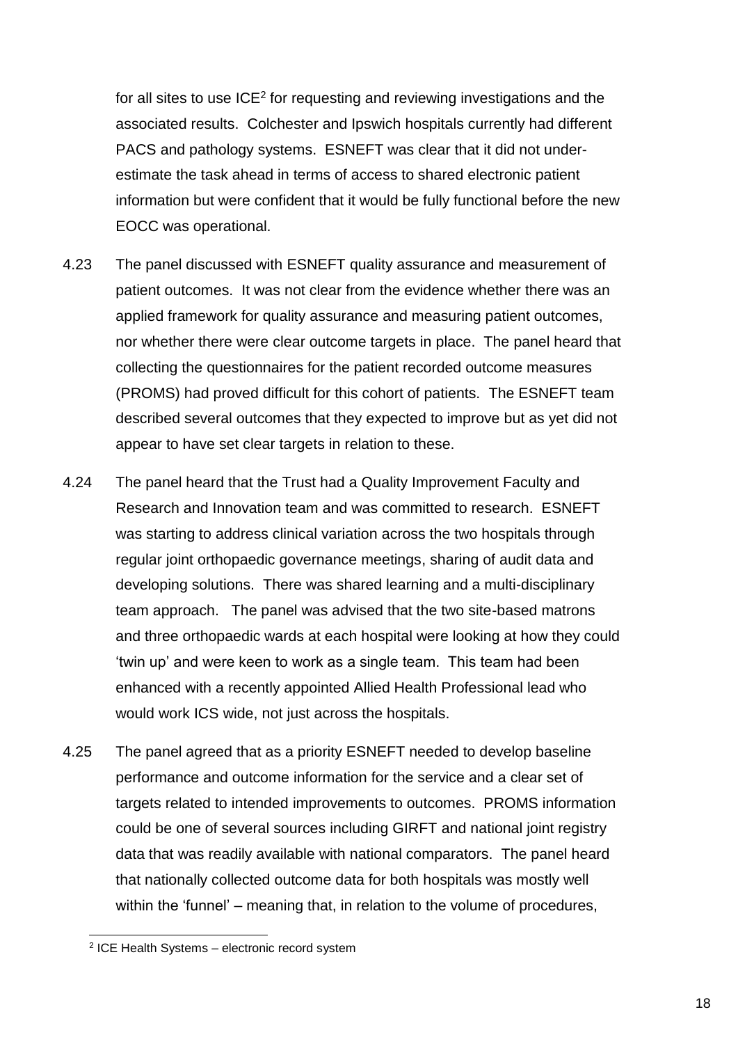for all sites to use ICE[2] for requesting and reviewing investigations and the associated results. Colchester and Ipswich hospitals currently had different PACS and pathology systems. ESNEFT was clear that it did not under-estimate the task ahead in terms of access to shared electronic patient information but were confident that it would be fully functional before the new EOCC was operational.

4.23 The panel discussed with ESNEFT quality assurance and measurement of patient outcomes. It was not clear from the evidence whether there was an applied framework for quality assurance and measuring patient outcomes, nor whether there were clear outcome targets in place. The panel heard that collecting the questionnaires for the patient recorded outcome measures (PROMS) had proved difficult for this cohort of patients. The ESNEFT team described several outcomes that they expected to improve but as yet did not appear to have set clear targets in relation to these.

4.24 The panel heard that the Trust had a Quality Improvement Faculty and Research and Innovation team and was committed to research. ESNEFT was starting to address clinical variation across the two hospitals through regular joint orthopaedic governance meetings, sharing of audit data and developing solutions. There was shared learning and a multi-disciplinary team approach. The panel was advised that the two site-based matrons and three orthopaedic wards at each hospital were looking at how they could 'twin up' and were keen to work as a single team. This team had been enhanced with a recently appointed Allied Health Professional lead who would work ICS wide, not just across the hospitals.

4.25 The panel agreed that as a priority ESNEFT needed to develop baseline performance and outcome information for the service and a clear set of targets related to intended improvements to outcomes. PROMS information could be one of several sources including GIRFT and national joint registry data that was readily available with national comparators. The panel heard that nationally collected outcome data for both hospitals was mostly well within the 'funnel' – meaning that, in relation to the volume of procedures,

[2] ICE Health Systems – electronic record system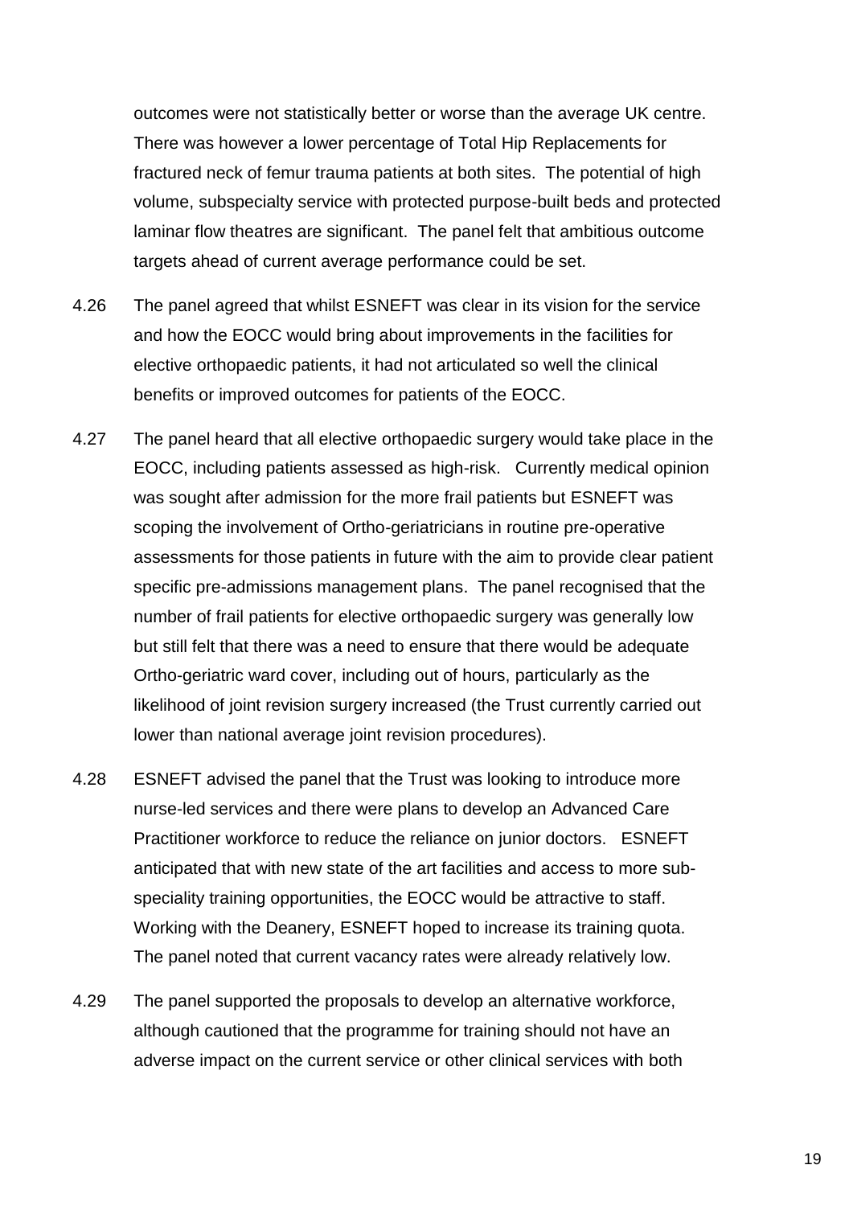outcomes were not statistically better or worse than the average UK centre. There was however a lower percentage of Total Hip Replacements for fractured neck of femur trauma patients at both sites. The potential of high volume, subspecialty service with protected purpose-built beds and protected laminar flow theatres are significant. The panel felt that ambitious outcome targets ahead of current average performance could be set.

4.26 The panel agreed that whilst ESNEFT was clear in its vision for the service and how the EOCC would bring about improvements in the facilities for elective orthopaedic patients, it had not articulated so well the clinical benefits or improved outcomes for patients of the EOCC.

4.27 The panel heard that all elective orthopaedic surgery would take place in the EOCC, including patients assessed as high-risk. Currently medical opinion was sought after admission for the more frail patients but ESNEFT was scoping the involvement of Ortho-geriatricians in routine pre-operative assessments for those patients in future with the aim to provide clear patient specific pre-admissions management plans. The panel recognised that the number of frail patients for elective orthopaedic surgery was generally low but still felt that there was a need to ensure that there would be adequate Ortho-geriatric ward cover, including out of hours, particularly as the likelihood of joint revision surgery increased (the Trust currently carried out lower than national average joint revision procedures).

4.28 ESNEFT advised the panel that the Trust was looking to introduce more nurse-led services and there were plans to develop an Advanced Care Practitioner workforce to reduce the reliance on junior doctors. ESNEFT anticipated that with new state of the art facilities and access to more sub-speciality training opportunities, the EOCC would be attractive to staff. Working with the Deanery, ESNEFT hoped to increase its training quota. The panel noted that current vacancy rates were already relatively low.

4.29 The panel supported the proposals to develop an alternative workforce, although cautioned that the programme for training should not have an adverse impact on the current service or other clinical services with both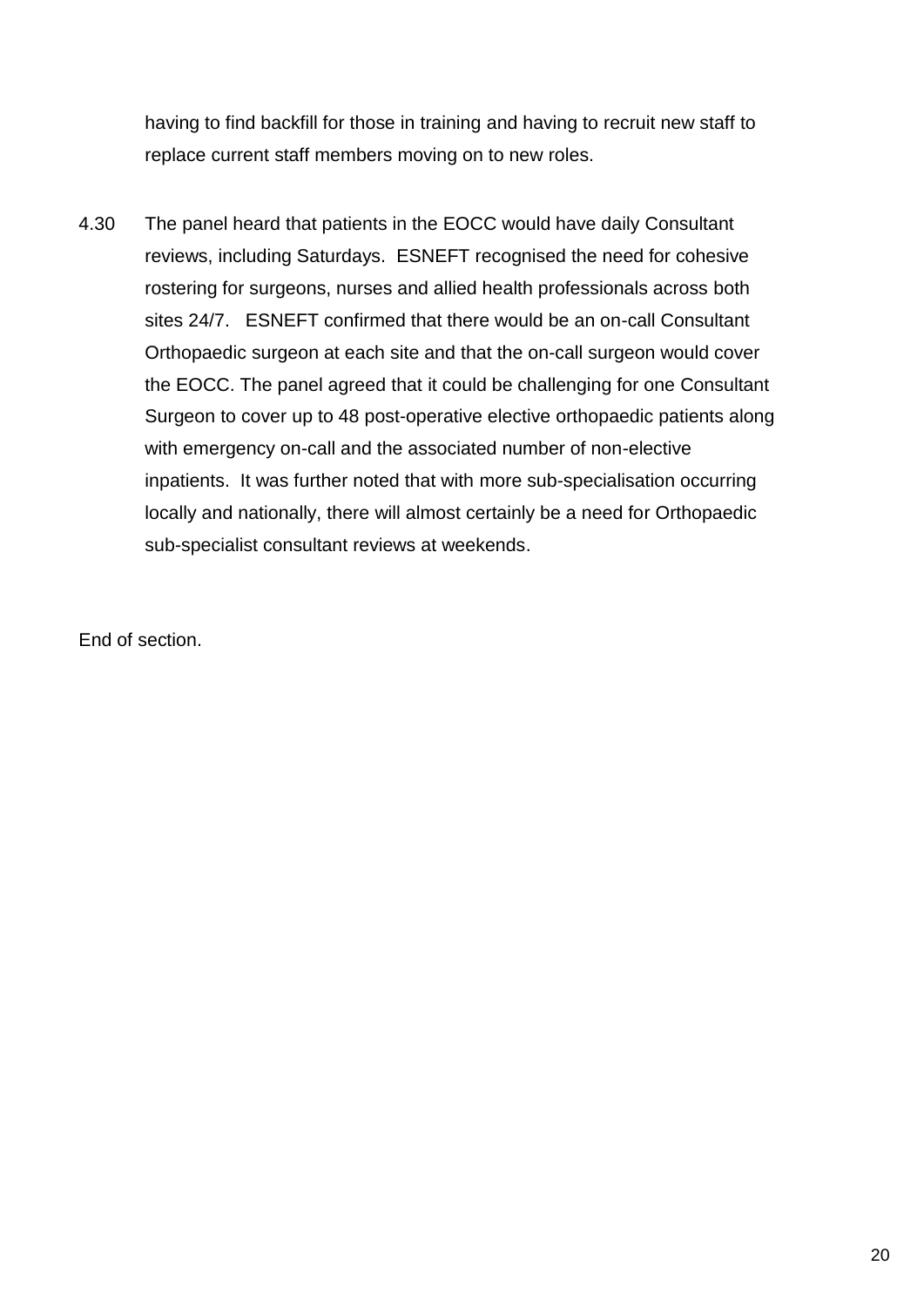having to find backfill for those in training and having to recruit new staff to replace current staff members moving on to new roles.

4.30 The panel heard that patients in the EOCC would have daily Consultant reviews, including Saturdays. ESNEFT recognised the need for cohesive rostering for surgeons, nurses and allied health professionals across both sites 24/7. ESNEFT confirmed that there would be an on-call Consultant Orthopaedic surgeon at each site and that the on-call surgeon would cover the EOCC. The panel agreed that it could be challenging for one Consultant Surgeon to cover up to 48 post-operative elective orthopaedic patients along with emergency on-call and the associated number of non-elective inpatients. It was further noted that with more sub-specialisation occurring locally and nationally, there will almost certainly be a need for Orthopaedic sub-specialist consultant reviews at weekends.

End of section.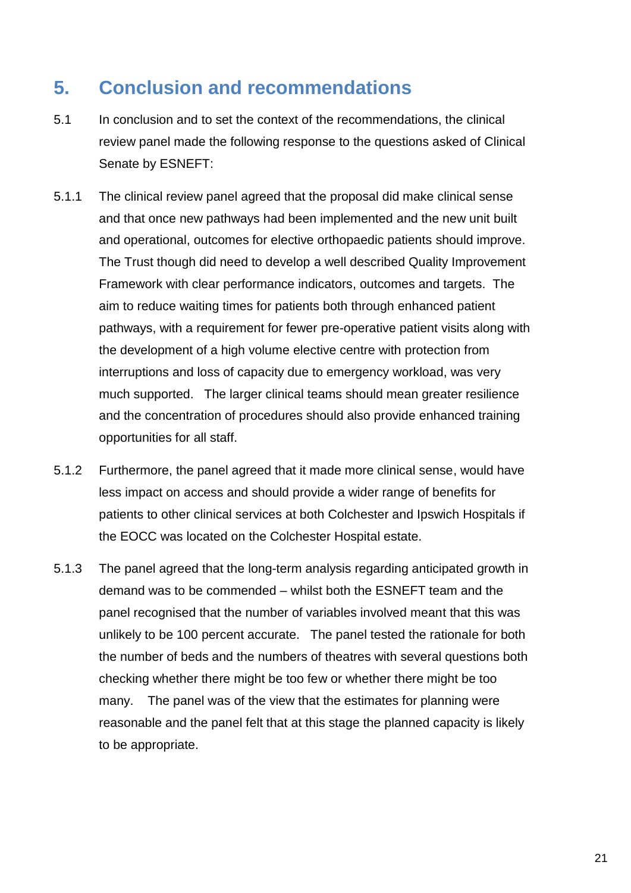## 5. Conclusion and recommendations

5.1 In conclusion and to set the context of the recommendations, the clinical review panel made the following response to the questions asked of Clinical Senate by ESNEFT:

5.1.1 The clinical review panel agreed that the proposal did make clinical sense and that once new pathways had been implemented and the new unit built and operational, outcomes for elective orthopaedic patients should improve. The Trust though did need to develop a well described Quality Improvement Framework with clear performance indicators, outcomes and targets. The aim to reduce waiting times for patients both through enhanced patient pathways, with a requirement for fewer pre-operative patient visits along with the development of a high volume elective centre with protection from interruptions and loss of capacity due to emergency workload, was very much supported. The larger clinical teams should mean greater resilience and the concentration of procedures should also provide enhanced training opportunities for all staff.

5.1.2 Furthermore, the panel agreed that it made more clinical sense, would have less impact on access and should provide a wider range of benefits for patients to other clinical services at both Colchester and Ipswich Hospitals if the EOCC was located on the Colchester Hospital estate.

5.1.3 The panel agreed that the long-term analysis regarding anticipated growth in demand was to be commended – whilst both the ESNEFT team and the panel recognised that the number of variables involved meant that this was unlikely to be 100 percent accurate. The panel tested the rationale for both the number of beds and the numbers of theatres with several questions both checking whether there might be too few or whether there might be too many. The panel was of the view that the estimates for planning were reasonable and the panel felt that at this stage the planned capacity is likely to be appropriate.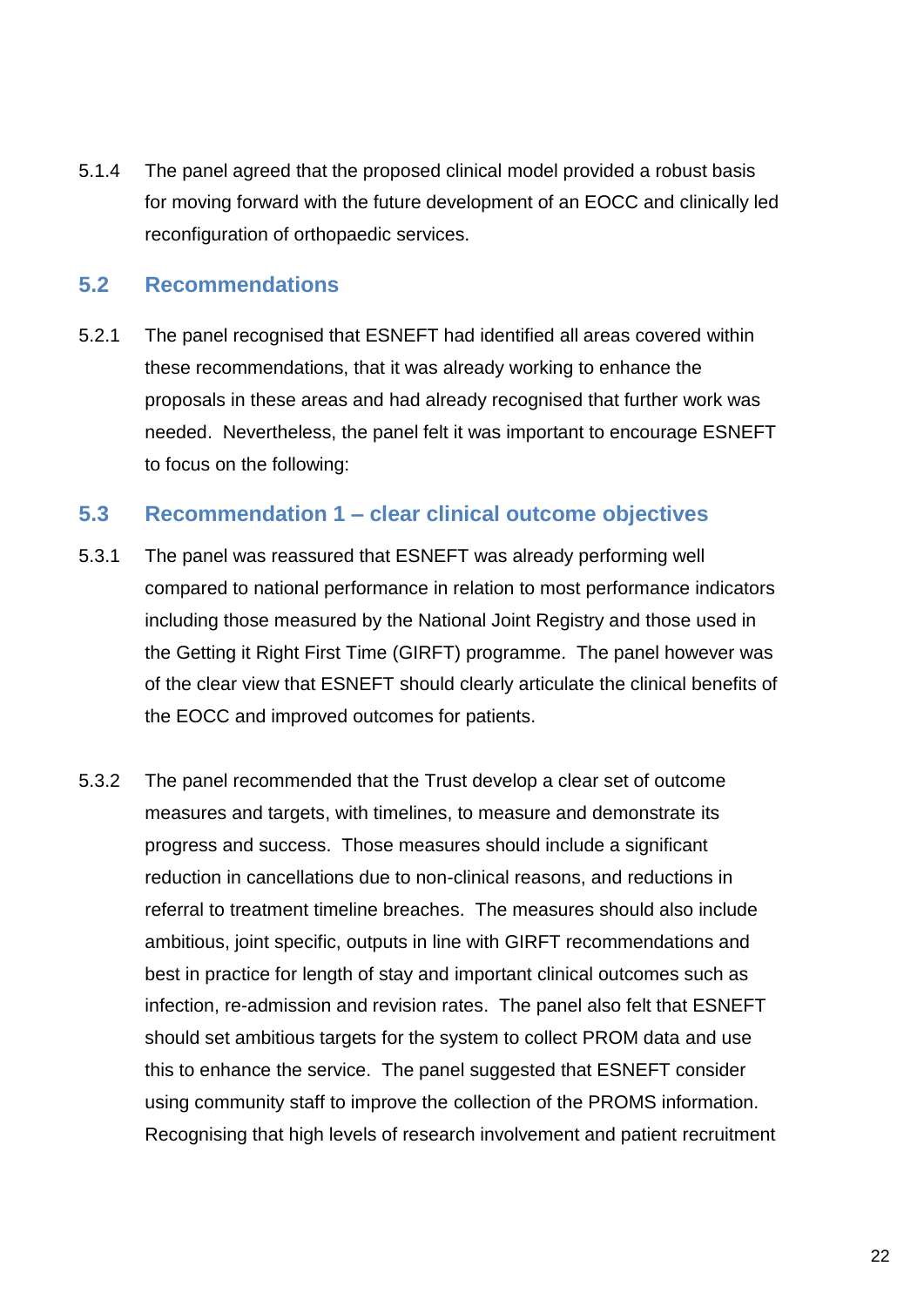5.1.4 The panel agreed that the proposed clinical model provided a robust basis for moving forward with the future development of an EOCC and clinically led reconfiguration of orthopaedic services.

## 5.2 Recommendations

5.2.1 The panel recognised that ESNEFT had identified all areas covered within these recommendations, that it was already working to enhance the proposals in these areas and had already recognised that further work was needed. Nevertheless, the panel felt it was important to encourage ESNEFT to focus on the following:

## 5.3 Recommendation 1 – clear clinical outcome objectives

5.3.1 The panel was reassured that ESNEFT was already performing well compared to national performance in relation to most performance indicators including those measured by the National Joint Registry and those used in the Getting it Right First Time (GIRFT) programme. The panel however was of the clear view that ESNEFT should clearly articulate the clinical benefits of the EOCC and improved outcomes for patients.

5.3.2 The panel recommended that the Trust develop a clear set of outcome measures and targets, with timelines, to measure and demonstrate its progress and success. Those measures should include a significant reduction in cancellations due to non-clinical reasons, and reductions in referral to treatment timeline breaches. The measures should also include ambitious, joint specific, outputs in line with GIRFT recommendations and best in practice for length of stay and important clinical outcomes such as infection, re-admission and revision rates. The panel also felt that ESNEFT should set ambitious targets for the system to collect PROM data and use this to enhance the service. The panel suggested that ESNEFT consider using community staff to improve the collection of the PROMS information. Recognising that high levels of research involvement and patient recruitment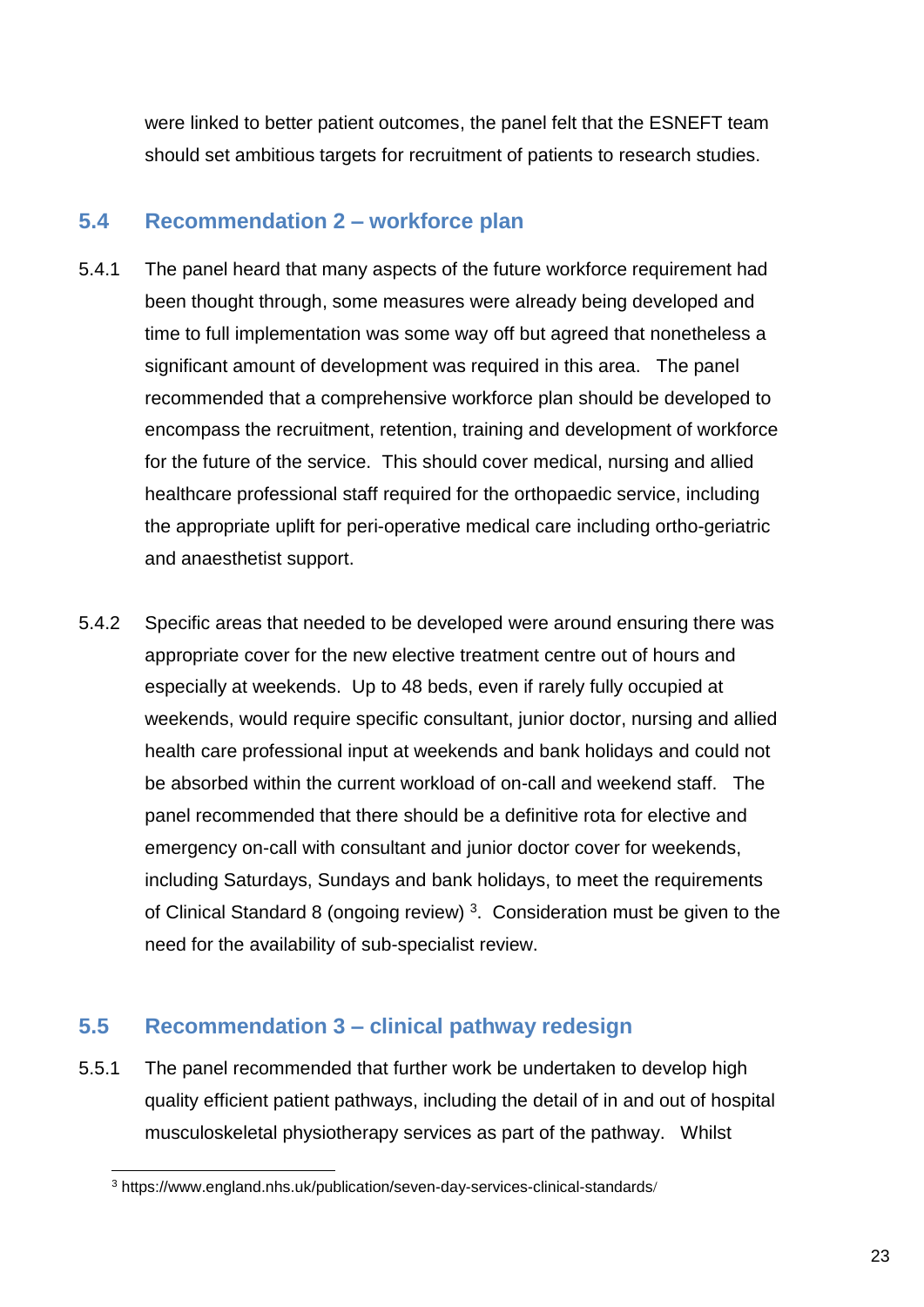were linked to better patient outcomes, the panel felt that the ESNEFT team should set ambitious targets for recruitment of patients to research studies.

## 5.4 Recommendation 2 – workforce plan

5.4.1 The panel heard that many aspects of the future workforce requirement had been thought through, some measures were already being developed and time to full implementation was some way off but agreed that nonetheless a significant amount of development was required in this area. The panel recommended that a comprehensive workforce plan should be developed to encompass the recruitment, retention, training and development of workforce for the future of the service. This should cover medical, nursing and allied healthcare professional staff required for the orthopaedic service, including the appropriate uplift for peri-operative medical care including ortho-geriatric and anaesthetist support.

5.4.2 Specific areas that needed to be developed were around ensuring there was appropriate cover for the new elective treatment centre out of hours and especially at weekends. Up to 48 beds, even if rarely fully occupied at weekends, would require specific consultant, junior doctor, nursing and allied health care professional input at weekends and bank holidays and could not be absorbed within the current workload of on-call and weekend staff. The panel recommended that there should be a definitive rota for elective and emergency on-call with consultant and junior doctor cover for weekends, including Saturdays, Sundays and bank holidays, to meet the requirements of Clinical Standard 8 (ongoing review) [3]. Consideration must be given to the need for the availability of sub-specialist review.

## 5.5 Recommendation 3 – clinical pathway redesign

5.5.1 The panel recommended that further work be undertaken to develop high quality efficient patient pathways, including the detail of in and out of hospital musculoskeletal physiotherapy services as part of the pathway. Whilst

[3] https://www.england.nhs.uk/publication/seven-day-services-clinical-standards/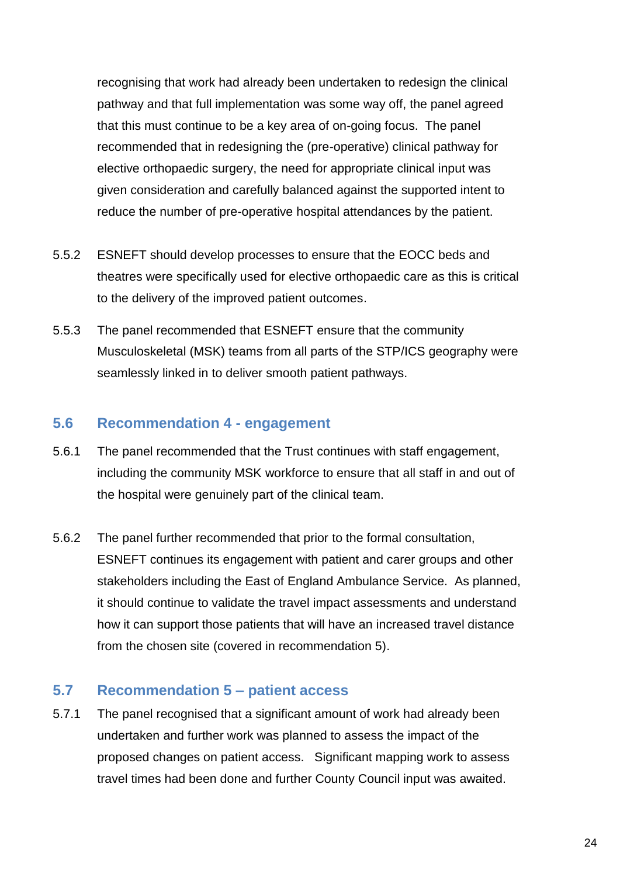recognising that work had already been undertaken to redesign the clinical pathway and that full implementation was some way off, the panel agreed that this must continue to be a key area of on-going focus. The panel recommended that in redesigning the (pre-operative) clinical pathway for elective orthopaedic surgery, the need for appropriate clinical input was given consideration and carefully balanced against the supported intent to reduce the number of pre-operative hospital attendances by the patient.

5.5.2 ESNEFT should develop processes to ensure that the EOCC beds and theatres were specifically used for elective orthopaedic care as this is critical to the delivery of the improved patient outcomes.

5.5.3 The panel recommended that ESNEFT ensure that the community Musculoskeletal (MSK) teams from all parts of the STP/ICS geography were seamlessly linked in to deliver smooth patient pathways.

## 5.6 Recommendation 4 - engagement

5.6.1 The panel recommended that the Trust continues with staff engagement, including the community MSK workforce to ensure that all staff in and out of the hospital were genuinely part of the clinical team.

5.6.2 The panel further recommended that prior to the formal consultation, ESNEFT continues its engagement with patient and carer groups and other stakeholders including the East of England Ambulance Service. As planned, it should continue to validate the travel impact assessments and understand how it can support those patients that will have an increased travel distance from the chosen site (covered in recommendation 5).

## 5.7 Recommendation 5 – patient access

5.7.1 The panel recognised that a significant amount of work had already been undertaken and further work was planned to assess the impact of the proposed changes on patient access. Significant mapping work to assess travel times had been done and further County Council input was awaited.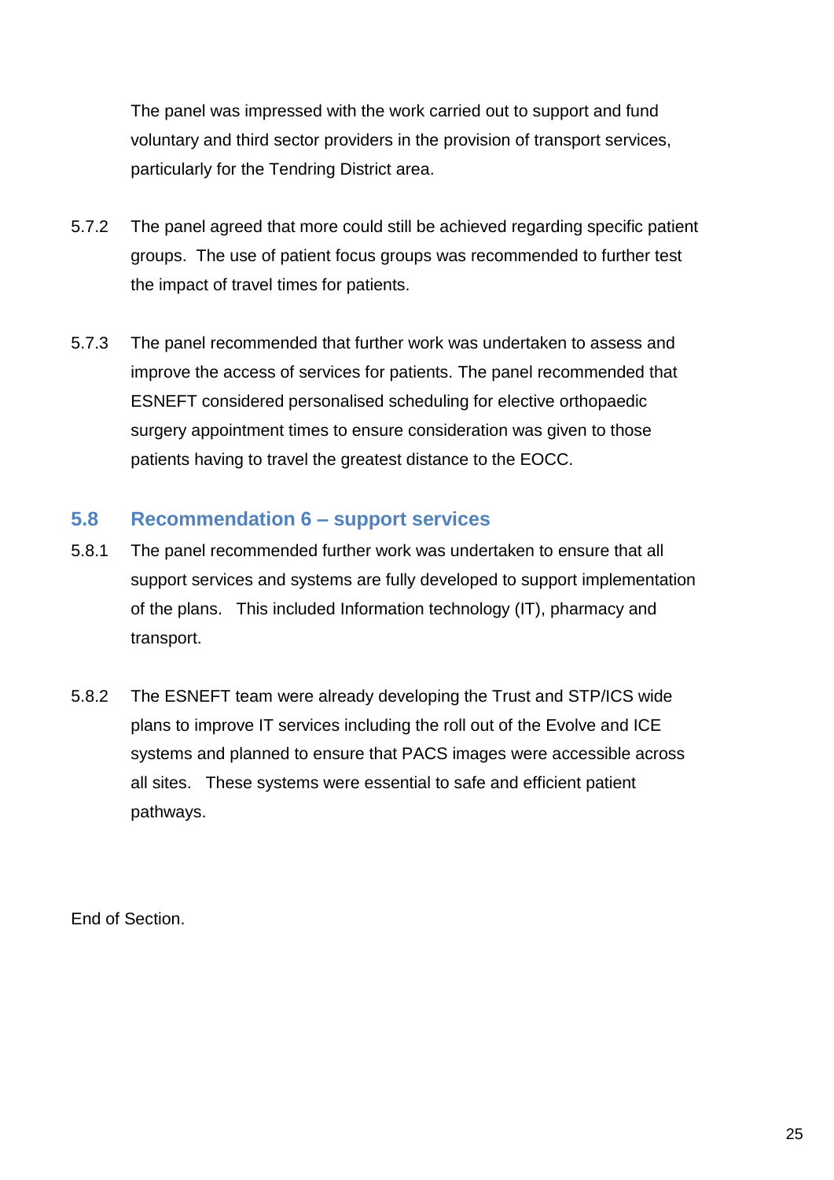The panel was impressed with the work carried out to support and fund voluntary and third sector providers in the provision of transport services, particularly for the Tendring District area.

5.7.2 The panel agreed that more could still be achieved regarding specific patient groups. The use of patient focus groups was recommended to further test the impact of travel times for patients.

5.7.3 The panel recommended that further work was undertaken to assess and improve the access of services for patients. The panel recommended that ESNEFT considered personalised scheduling for elective orthopaedic surgery appointment times to ensure consideration was given to those patients having to travel the greatest distance to the EOCC.

## 5.8 Recommendation 6 – support services

5.8.1 The panel recommended further work was undertaken to ensure that all support services and systems are fully developed to support implementation of the plans. This included Information technology (IT), pharmacy and transport.

5.8.2 The ESNEFT team were already developing the Trust and STP/ICS wide plans to improve IT services including the roll out of the Evolve and ICE systems and planned to ensure that PACS images were accessible across all sites. These systems were essential to safe and efficient patient pathways.

End of Section.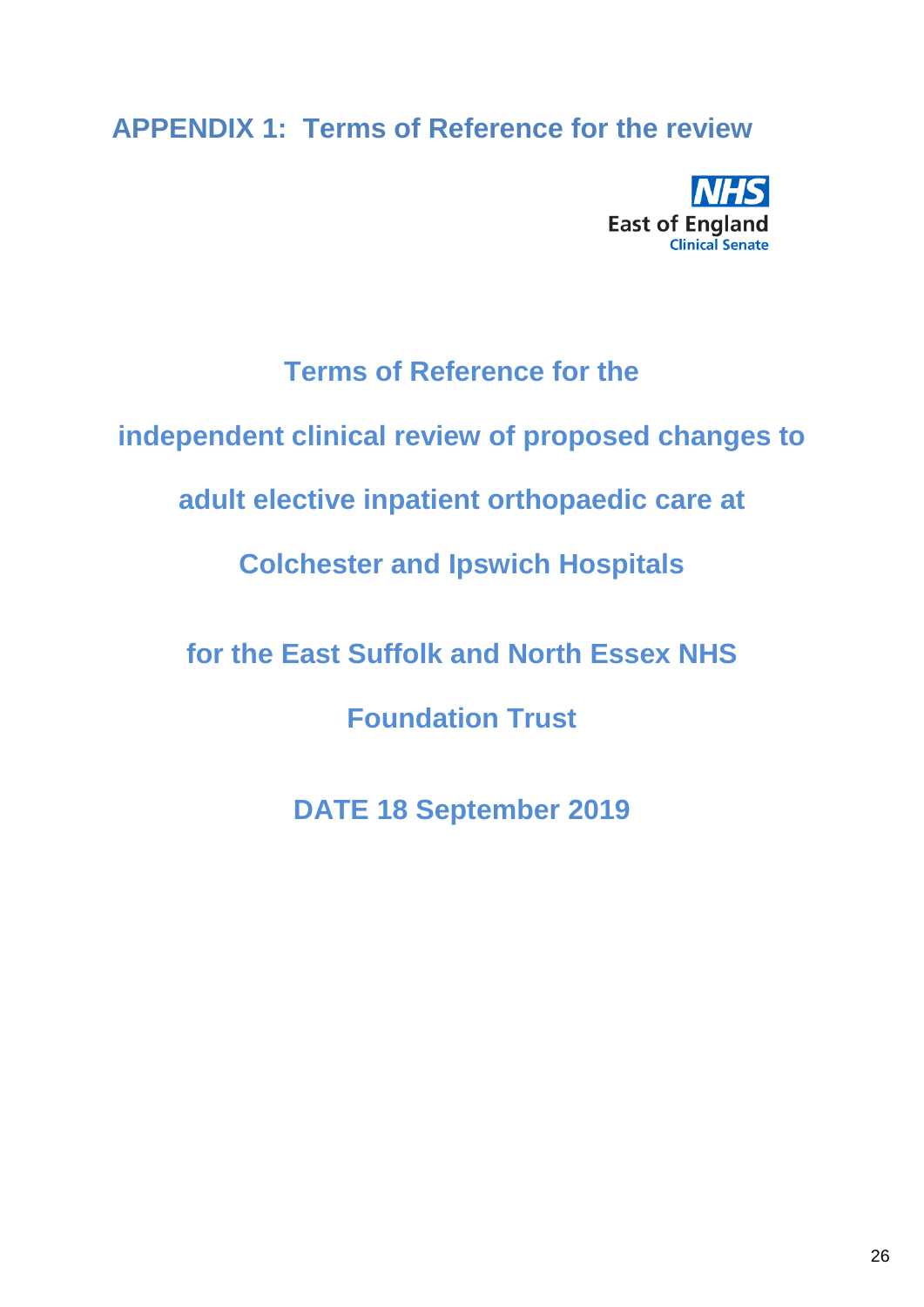## APPENDIX 1: Terms of Reference for the review

NHS
East of England
Clinical Senate

# Terms of Reference for the independent clinical review of proposed changes to adult elective inpatient orthopaedic care at Colchester and Ipswich Hospitals

# for the East Suffolk and North Essex NHS Foundation Trust

**DATE 18 September 2019**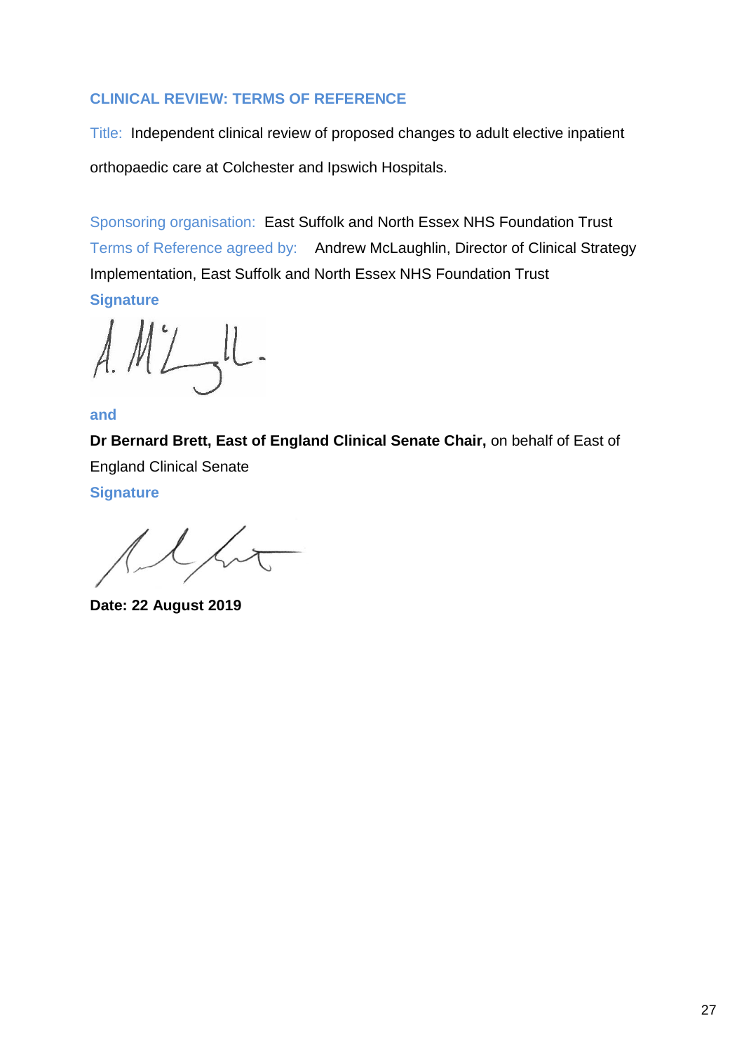## CLINICAL REVIEW: TERMS OF REFERENCE

Title: Independent clinical review of proposed changes to adult elective inpatient orthopaedic care at Colchester and Ipswich Hospitals.

Sponsoring organisation: East Suffolk and North Essex NHS Foundation Trust
Terms of Reference agreed by: Andrew McLaughlin, Director of Clinical Strategy Implementation, East Suffolk and North Essex NHS Foundation Trust

**Signature**

**and**

**Dr Bernard Brett, East of England Clinical Senate Chair,** on behalf of East of England Clinical Senate

**Signature**

**Date: 22 August 2019**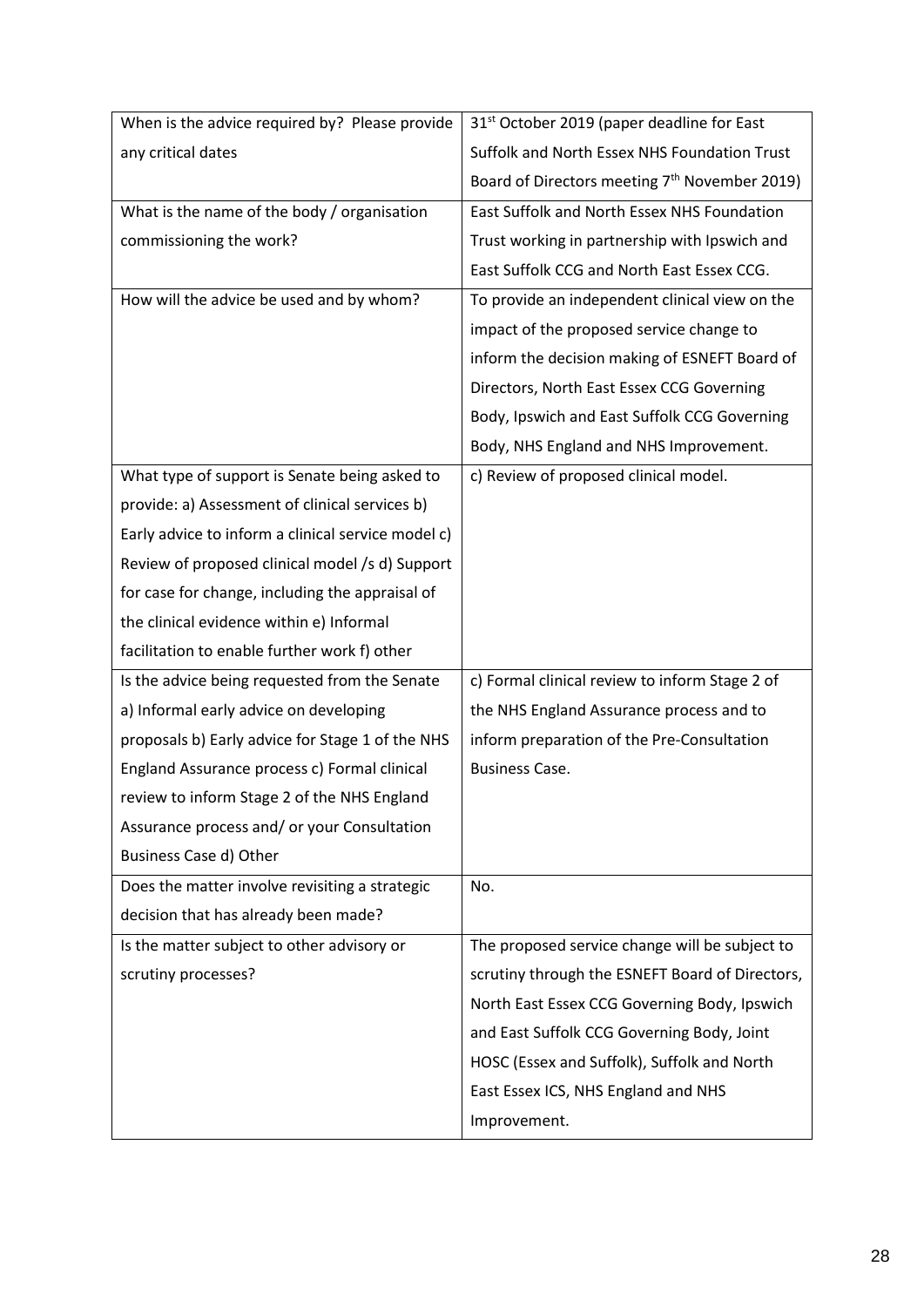| | |
|---|---|
| When is the advice required by? Please provide any critical dates | 31st October 2019 (paper deadline for East Suffolk and North Essex NHS Foundation Trust Board of Directors meeting 7th November 2019) |
| What is the name of the body / organisation commissioning the work? | East Suffolk and North Essex NHS Foundation Trust working in partnership with Ipswich and East Suffolk CCG and North East Essex CCG. |
| How will the advice be used and by whom? | To provide an independent clinical view on the impact of the proposed service change to inform the decision making of ESNEFT Board of Directors, North East Essex CCG Governing Body, Ipswich and East Suffolk CCG Governing Body, NHS England and NHS Improvement. |
| What type of support is Senate being asked to provide: a) Assessment of clinical services b) Early advice to inform a clinical service model c) Review of proposed clinical model /s d) Support for case for change, including the appraisal of the clinical evidence within e) Informal facilitation to enable further work f) other | c) Review of proposed clinical model. |
| Is the advice being requested from the Senate a) Informal early advice on developing proposals b) Early advice for Stage 1 of the NHS England Assurance process c) Formal clinical review to inform Stage 2 of the NHS England Assurance process and/ or your Consultation Business Case d) Other | c) Formal clinical review to inform Stage 2 of the NHS England Assurance process and to inform preparation of the Pre-Consultation Business Case. |
| Does the matter involve revisiting a strategic decision that has already been made? | No. |
| Is the matter subject to other advisory or scrutiny processes? | The proposed service change will be subject to scrutiny through the ESNEFT Board of Directors, North East Essex CCG Governing Body, Ipswich and East Suffolk CCG Governing Body, Joint HOSC (Essex and Suffolk), Suffolk and North East Essex ICS, NHS England and NHS Improvement. |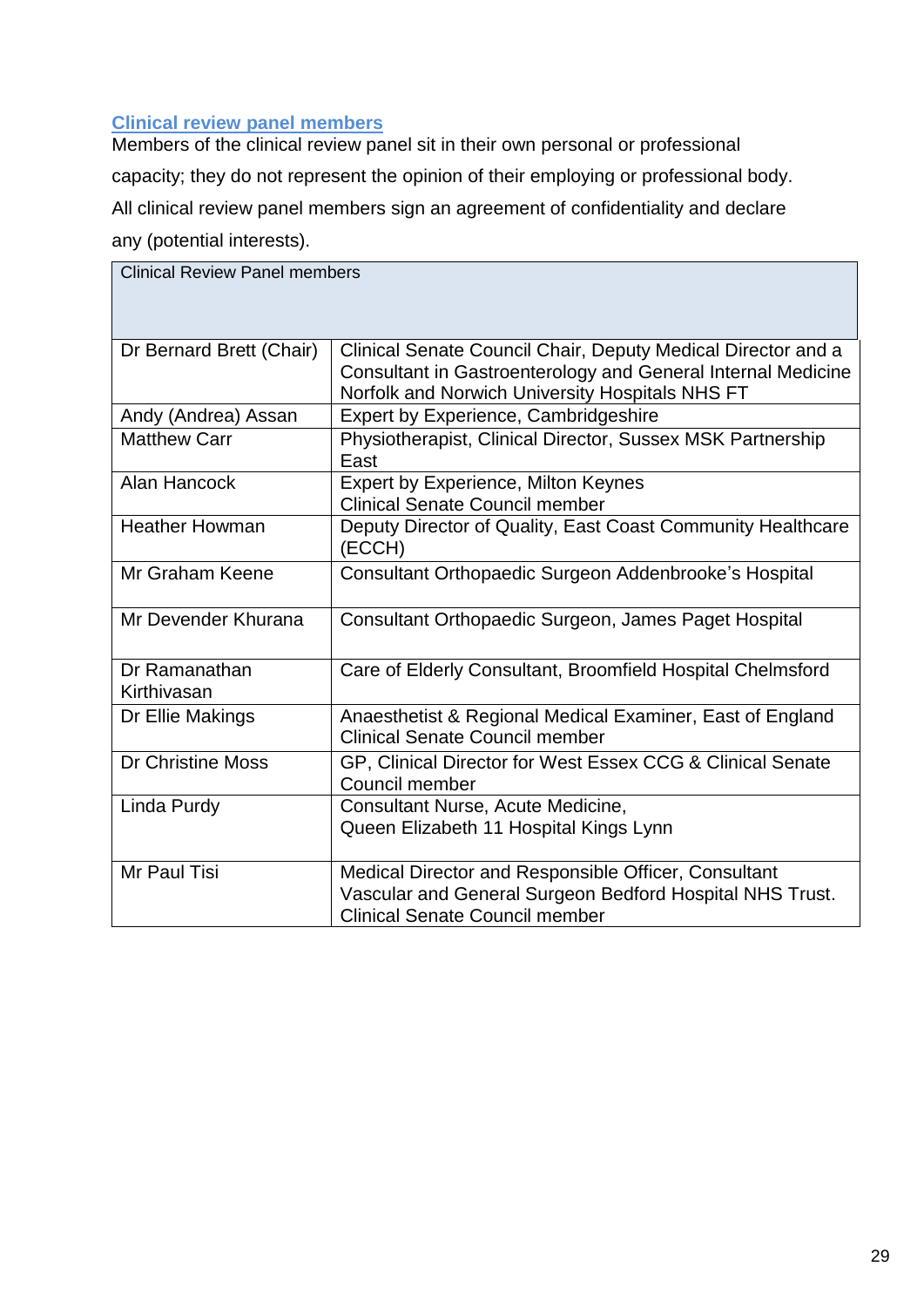## Clinical review panel members

Members of the clinical review panel sit in their own personal or professional capacity; they do not represent the opinion of their employing or professional body. All clinical review panel members sign an agreement of confidentiality and declare any (potential interests).

| Clinical Review Panel members | |
|---|---|
| Dr Bernard Brett (Chair) | Clinical Senate Council Chair, Deputy Medical Director and a Consultant in Gastroenterology and General Internal Medicine Norfolk and Norwich University Hospitals NHS FT |
| Andy (Andrea) Assan | Expert by Experience, Cambridgeshire |
| Matthew Carr | Physiotherapist, Clinical Director, Sussex MSK Partnership East |
| Alan Hancock | Expert by Experience, Milton Keynes<br>Clinical Senate Council member |
| Heather Howman | Deputy Director of Quality, East Coast Community Healthcare (ECCH) |
| Mr Graham Keene | Consultant Orthopaedic Surgeon Addenbrooke's Hospital |
| Mr Devender Khurana | Consultant Orthopaedic Surgeon, James Paget Hospital |
| Dr Ramanathan Kirthivasan | Care of Elderly Consultant, Broomfield Hospital Chelmsford |
| Dr Ellie Makings | Anaesthetist & Regional Medical Examiner, East of England<br>Clinical Senate Council member |
| Dr Christine Moss | GP, Clinical Director for West Essex CCG & Clinical Senate Council member |
| Linda Purdy | Consultant Nurse, Acute Medicine,<br>Queen Elizabeth 11 Hospital Kings Lynn |
| Mr Paul Tisi | Medical Director and Responsible Officer, Consultant Vascular and General Surgeon Bedford Hospital NHS Trust.<br>Clinical Senate Council member |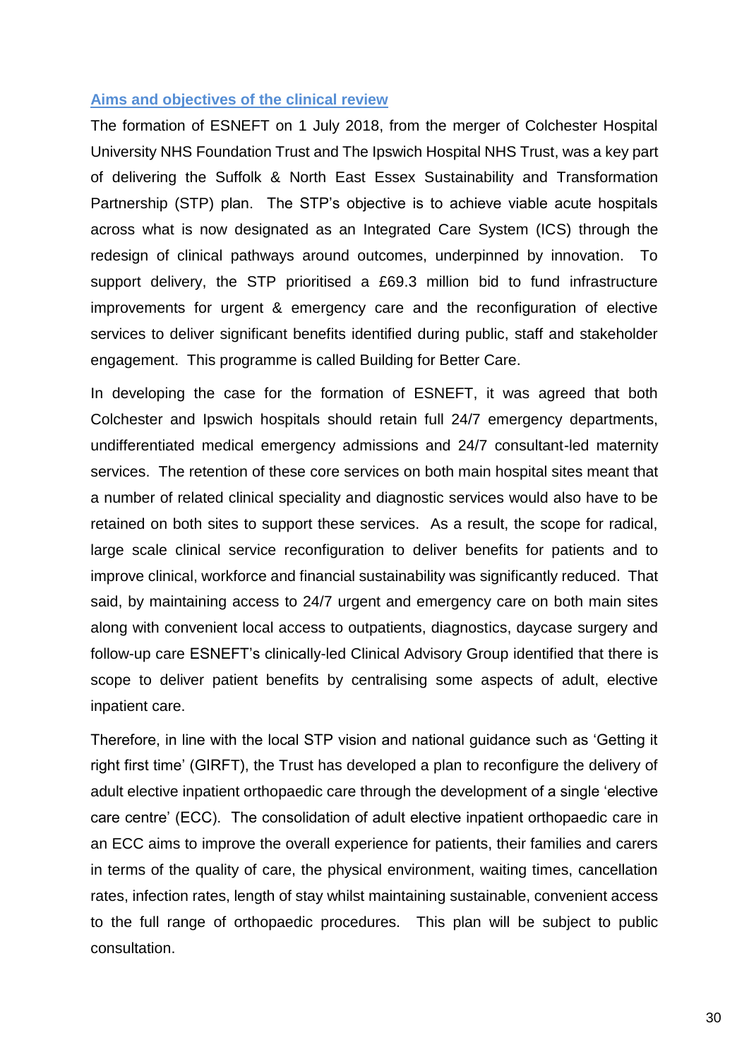## Aims and objectives of the clinical review

The formation of ESNEFT on 1 July 2018, from the merger of Colchester Hospital University NHS Foundation Trust and The Ipswich Hospital NHS Trust, was a key part of delivering the Suffolk & North East Essex Sustainability and Transformation Partnership (STP) plan. The STP's objective is to achieve viable acute hospitals across what is now designated as an Integrated Care System (ICS) through the redesign of clinical pathways around outcomes, underpinned by innovation. To support delivery, the STP prioritised a £69.3 million bid to fund infrastructure improvements for urgent & emergency care and the reconfiguration of elective services to deliver significant benefits identified during public, staff and stakeholder engagement. This programme is called Building for Better Care.

In developing the case for the formation of ESNEFT, it was agreed that both Colchester and Ipswich hospitals should retain full 24/7 emergency departments, undifferentiated medical emergency admissions and 24/7 consultant-led maternity services. The retention of these core services on both main hospital sites meant that a number of related clinical speciality and diagnostic services would also have to be retained on both sites to support these services. As a result, the scope for radical, large scale clinical service reconfiguration to deliver benefits for patients and to improve clinical, workforce and financial sustainability was significantly reduced. That said, by maintaining access to 24/7 urgent and emergency care on both main sites along with convenient local access to outpatients, diagnostics, daycase surgery and follow-up care ESNEFT's clinically-led Clinical Advisory Group identified that there is scope to deliver patient benefits by centralising some aspects of adult, elective inpatient care.

Therefore, in line with the local STP vision and national guidance such as 'Getting it right first time' (GIRFT), the Trust has developed a plan to reconfigure the delivery of adult elective inpatient orthopaedic care through the development of a single 'elective care centre' (ECC). The consolidation of adult elective inpatient orthopaedic care in an ECC aims to improve the overall experience for patients, their families and carers in terms of the quality of care, the physical environment, waiting times, cancellation rates, infection rates, length of stay whilst maintaining sustainable, convenient access to the full range of orthopaedic procedures. This plan will be subject to public consultation.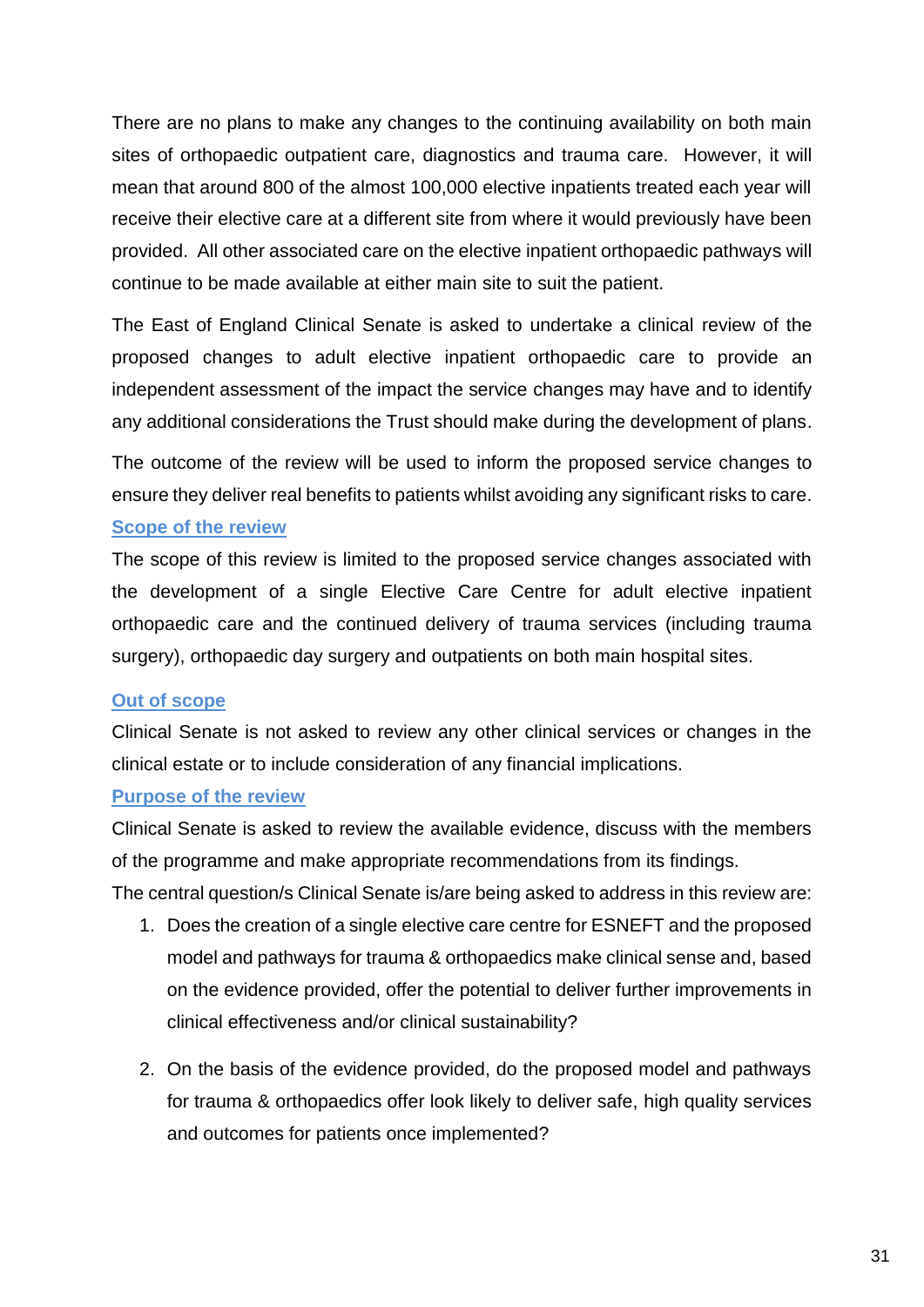There are no plans to make any changes to the continuing availability on both main sites of orthopaedic outpatient care, diagnostics and trauma care. However, it will mean that around 800 of the almost 100,000 elective inpatients treated each year will receive their elective care at a different site from where it would previously have been provided. All other associated care on the elective inpatient orthopaedic pathways will continue to be made available at either main site to suit the patient.

The East of England Clinical Senate is asked to undertake a clinical review of the proposed changes to adult elective inpatient orthopaedic care to provide an independent assessment of the impact the service changes may have and to identify any additional considerations the Trust should make during the development of plans.

The outcome of the review will be used to inform the proposed service changes to ensure they deliver real benefits to patients whilst avoiding any significant risks to care.

### Scope of the review

The scope of this review is limited to the proposed service changes associated with the development of a single Elective Care Centre for adult elective inpatient orthopaedic care and the continued delivery of trauma services (including trauma surgery), orthopaedic day surgery and outpatients on both main hospital sites.

### Out of scope

Clinical Senate is not asked to review any other clinical services or changes in the clinical estate or to include consideration of any financial implications.

### Purpose of the review

Clinical Senate is asked to review the available evidence, discuss with the members of the programme and make appropriate recommendations from its findings.

The central question/s Clinical Senate is/are being asked to address in this review are:

1. Does the creation of a single elective care centre for ESNEFT and the proposed model and pathways for trauma & orthopaedics make clinical sense and, based on the evidence provided, offer the potential to deliver further improvements in clinical effectiveness and/or clinical sustainability?

2. On the basis of the evidence provided, do the proposed model and pathways for trauma & orthopaedics offer look likely to deliver safe, high quality services and outcomes for patients once implemented?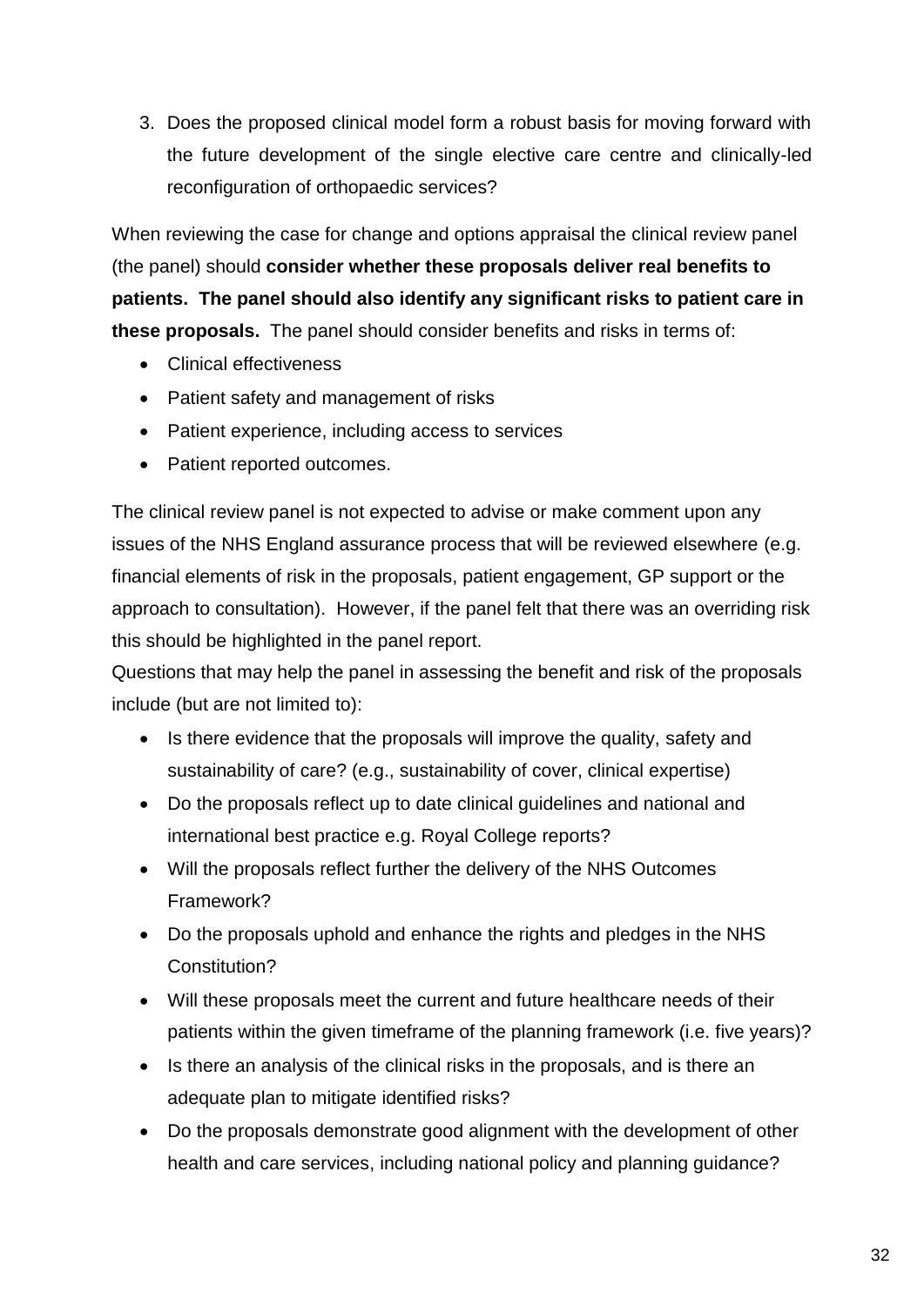3. Does the proposed clinical model form a robust basis for moving forward with the future development of the single elective care centre and clinically-led reconfiguration of orthopaedic services?

When reviewing the case for change and options appraisal the clinical review panel (the panel) should **consider whether these proposals deliver real benefits to patients. The panel should also identify any significant risks to patient care in these proposals.** The panel should consider benefits and risks in terms of:

- Clinical effectiveness
- Patient safety and management of risks
- Patient experience, including access to services
- Patient reported outcomes.

The clinical review panel is not expected to advise or make comment upon any issues of the NHS England assurance process that will be reviewed elsewhere (e.g. financial elements of risk in the proposals, patient engagement, GP support or the approach to consultation). However, if the panel felt that there was an overriding risk this should be highlighted in the panel report.

Questions that may help the panel in assessing the benefit and risk of the proposals include (but are not limited to):

- Is there evidence that the proposals will improve the quality, safety and sustainability of care? (e.g., sustainability of cover, clinical expertise)
- Do the proposals reflect up to date clinical guidelines and national and international best practice e.g. Royal College reports?
- Will the proposals reflect further the delivery of the NHS Outcomes Framework?
- Do the proposals uphold and enhance the rights and pledges in the NHS Constitution?
- Will these proposals meet the current and future healthcare needs of their patients within the given timeframe of the planning framework (i.e. five years)?
- Is there an analysis of the clinical risks in the proposals, and is there an adequate plan to mitigate identified risks?
- Do the proposals demonstrate good alignment with the development of other health and care services, including national policy and planning guidance?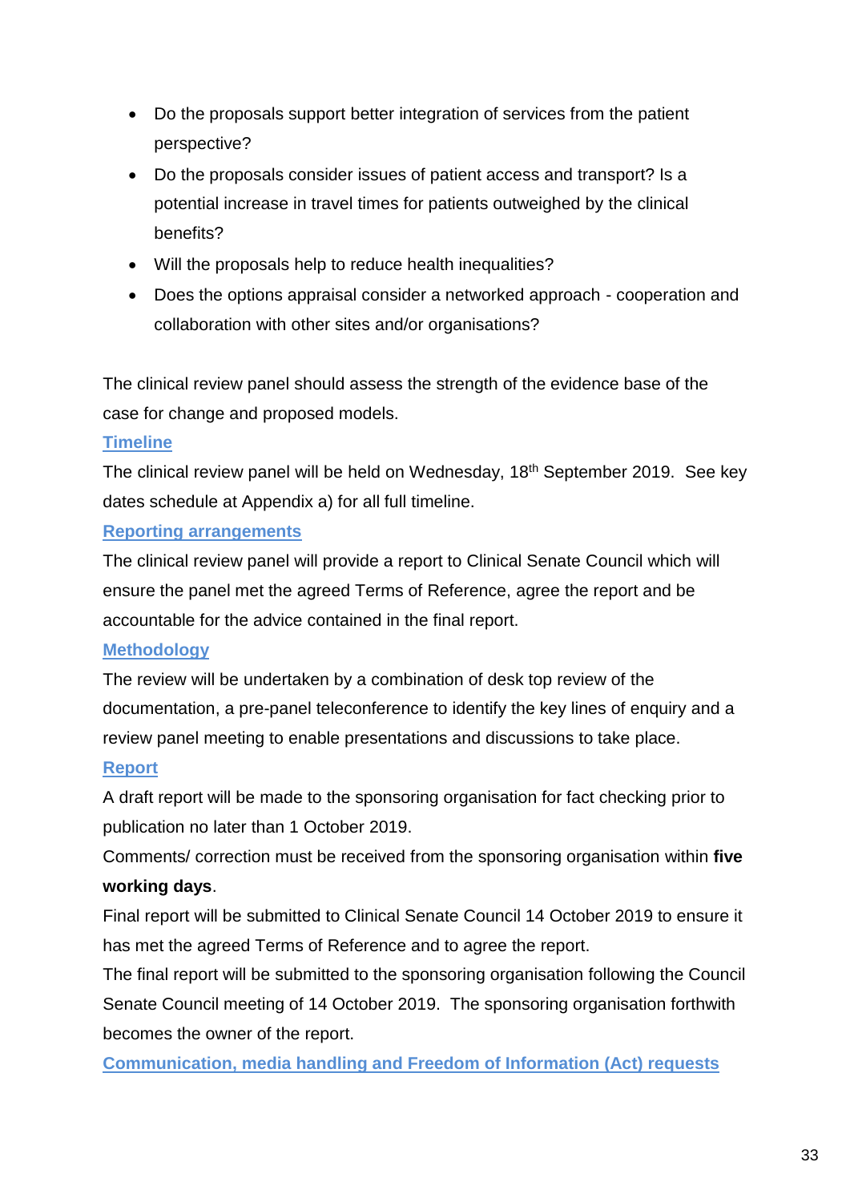- Do the proposals support better integration of services from the patient perspective?
- Do the proposals consider issues of patient access and transport? Is a potential increase in travel times for patients outweighed by the clinical benefits?
- Will the proposals help to reduce health inequalities?
- Does the options appraisal consider a networked approach - cooperation and collaboration with other sites and/or organisations?

The clinical review panel should assess the strength of the evidence base of the case for change and proposed models.

## Timeline

The clinical review panel will be held on Wednesday, 18th September 2019. See key dates schedule at Appendix a) for all full timeline.

## Reporting arrangements

The clinical review panel will provide a report to Clinical Senate Council which will ensure the panel met the agreed Terms of Reference, agree the report and be accountable for the advice contained in the final report.

## Methodology

The review will be undertaken by a combination of desk top review of the documentation, a pre-panel teleconference to identify the key lines of enquiry and a review panel meeting to enable presentations and discussions to take place.

## Report

A draft report will be made to the sponsoring organisation for fact checking prior to publication no later than 1 October 2019.

Comments/ correction must be received from the sponsoring organisation within **five working days**.

Final report will be submitted to Clinical Senate Council 14 October 2019 to ensure it has met the agreed Terms of Reference and to agree the report.

The final report will be submitted to the sponsoring organisation following the Council Senate Council meeting of 14 October 2019. The sponsoring organisation forthwith becomes the owner of the report.

## Communication, media handling and Freedom of Information (Act) requests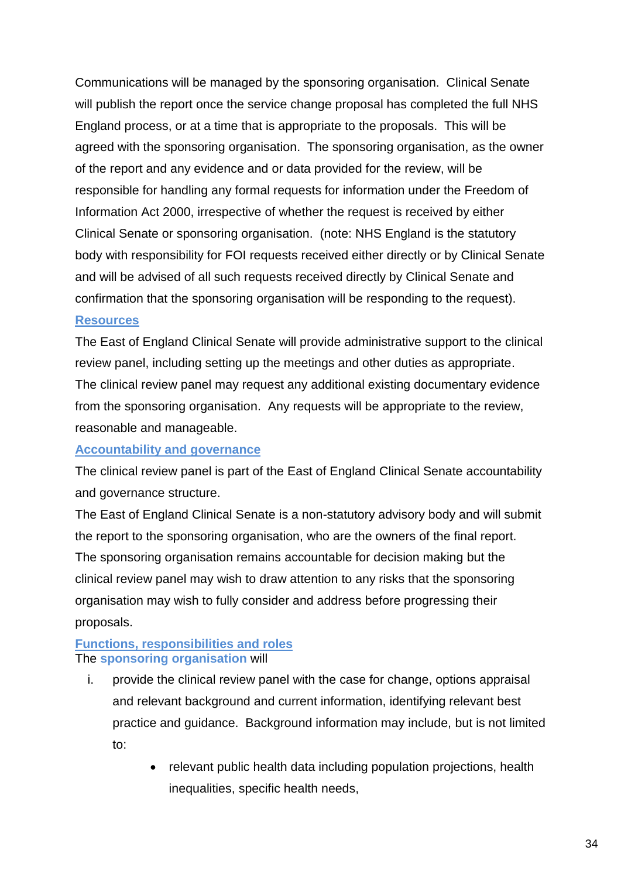Communications will be managed by the sponsoring organisation. Clinical Senate will publish the report once the service change proposal has completed the full NHS England process, or at a time that is appropriate to the proposals. This will be agreed with the sponsoring organisation. The sponsoring organisation, as the owner of the report and any evidence and or data provided for the review, will be responsible for handling any formal requests for information under the Freedom of Information Act 2000, irrespective of whether the request is received by either Clinical Senate or sponsoring organisation. (note: NHS England is the statutory body with responsibility for FOI requests received either directly or by Clinical Senate and will be advised of all such requests received directly by Clinical Senate and confirmation that the sponsoring organisation will be responding to the request).

### Resources

The East of England Clinical Senate will provide administrative support to the clinical review panel, including setting up the meetings and other duties as appropriate.

The clinical review panel may request any additional existing documentary evidence from the sponsoring organisation. Any requests will be appropriate to the review, reasonable and manageable.

### Accountability and governance

The clinical review panel is part of the East of England Clinical Senate accountability and governance structure.

The East of England Clinical Senate is a non-statutory advisory body and will submit the report to the sponsoring organisation, who are the owners of the final report.

The sponsoring organisation remains accountable for decision making but the clinical review panel may wish to draw attention to any risks that the sponsoring organisation may wish to fully consider and address before progressing their proposals.

### Functions, responsibilities and roles

The **sponsoring organisation** will

i. provide the clinical review panel with the case for change, options appraisal and relevant background and current information, identifying relevant best practice and guidance. Background information may include, but is not limited to:

   - relevant public health data including population projections, health inequalities, specific health needs,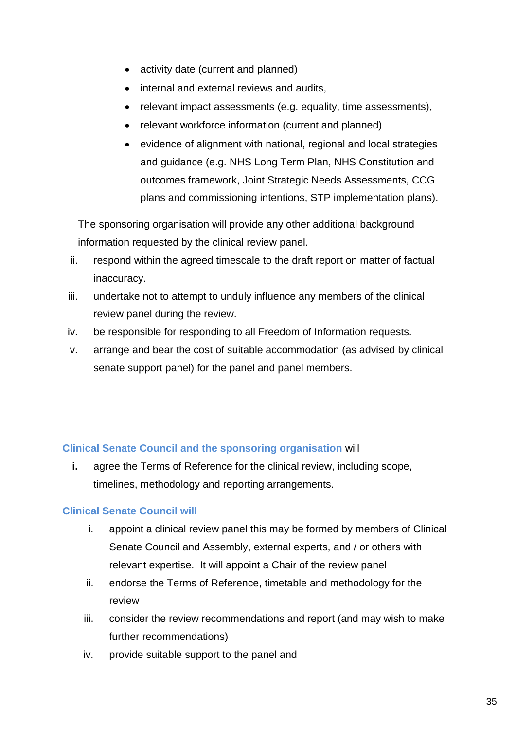- activity date (current and planned)
- internal and external reviews and audits,
- relevant impact assessments (e.g. equality, time assessments),
- relevant workforce information (current and planned)
- evidence of alignment with national, regional and local strategies and guidance (e.g. NHS Long Term Plan, NHS Constitution and outcomes framework, Joint Strategic Needs Assessments, CCG plans and commissioning intentions, STP implementation plans).

The sponsoring organisation will provide any other additional background information requested by the clinical review panel.

ii. respond within the agreed timescale to the draft report on matter of factual inaccuracy.

iii. undertake not to attempt to unduly influence any members of the clinical review panel during the review.

iv. be responsible for responding to all Freedom of Information requests.

v. arrange and bear the cost of suitable accommodation (as advised by clinical senate support panel) for the panel and panel members.

**Clinical Senate Council and the sponsoring organisation** will

**i.** agree the Terms of Reference for the clinical review, including scope, timelines, methodology and reporting arrangements.

**Clinical Senate Council will**

i. appoint a clinical review panel this may be formed by members of Clinical Senate Council and Assembly, external experts, and / or others with relevant expertise. It will appoint a Chair of the review panel

ii. endorse the Terms of Reference, timetable and methodology for the review

iii. consider the review recommendations and report (and may wish to make further recommendations)

iv. provide suitable support to the panel and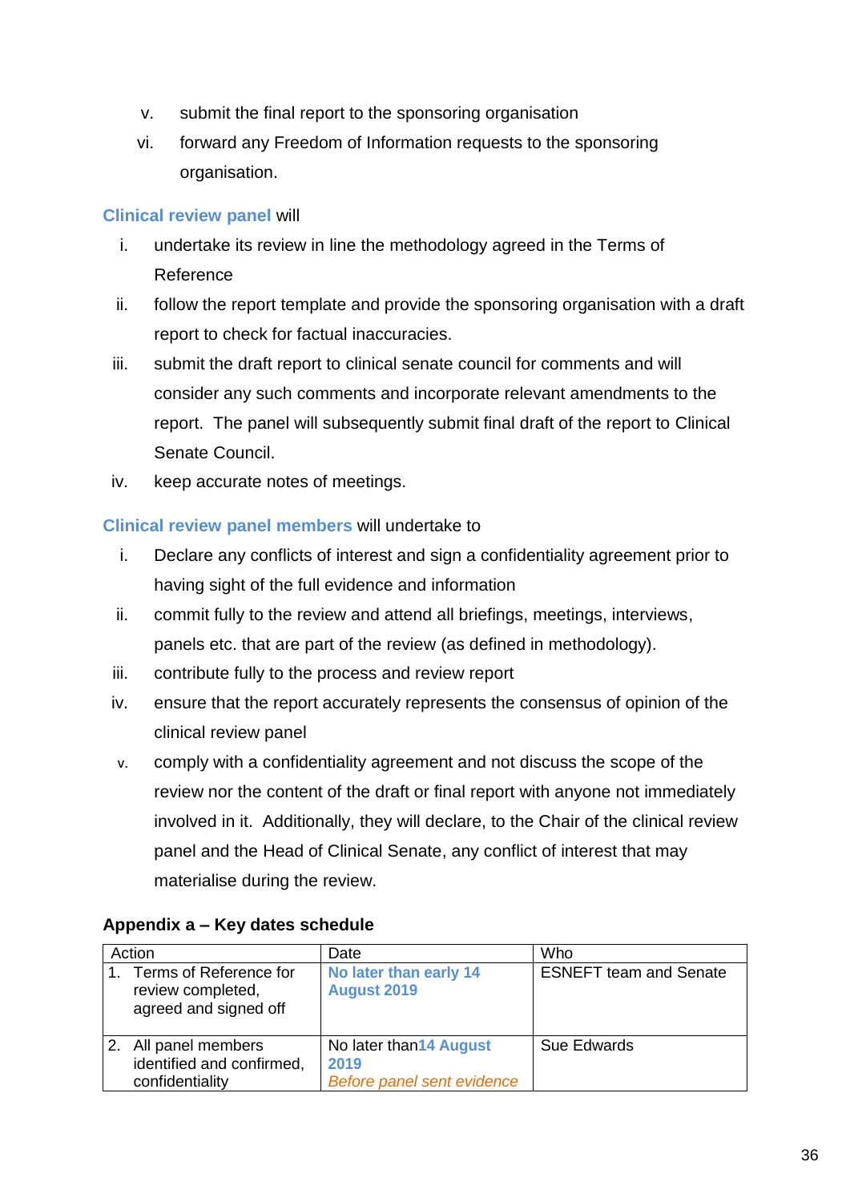v. submit the final report to the sponsoring organisation

vi. forward any Freedom of Information requests to the sponsoring organisation.

**Clinical review panel** will

i. undertake its review in line the methodology agreed in the Terms of Reference

ii. follow the report template and provide the sponsoring organisation with a draft report to check for factual inaccuracies.

iii. submit the draft report to clinical senate council for comments and will consider any such comments and incorporate relevant amendments to the report. The panel will subsequently submit final draft of the report to Clinical Senate Council.

iv. keep accurate notes of meetings.

**Clinical review panel members** will undertake to

i. Declare any conflicts of interest and sign a confidentiality agreement prior to having sight of the full evidence and information

ii. commit fully to the review and attend all briefings, meetings, interviews, panels etc. that are part of the review (as defined in methodology).

iii. contribute fully to the process and review report

iv. ensure that the report accurately represents the consensus of opinion of the clinical review panel

v. comply with a confidentiality agreement and not discuss the scope of the review nor the content of the draft or final report with anyone not immediately involved in it. Additionally, they will declare, to the Chair of the clinical review panel and the Head of Clinical Senate, any conflict of interest that may materialise during the review.

**Appendix a – Key dates schedule**

| Action | Date | Who |
|---|---|---|
| 1. Terms of Reference for review completed, agreed and signed off | **No later than early 14 August 2019** | ESNEFT team and Senate |
| 2. All panel members identified and confirmed, confidentiality | No later than **14 August 2019** *Before panel sent evidence* | Sue Edwards |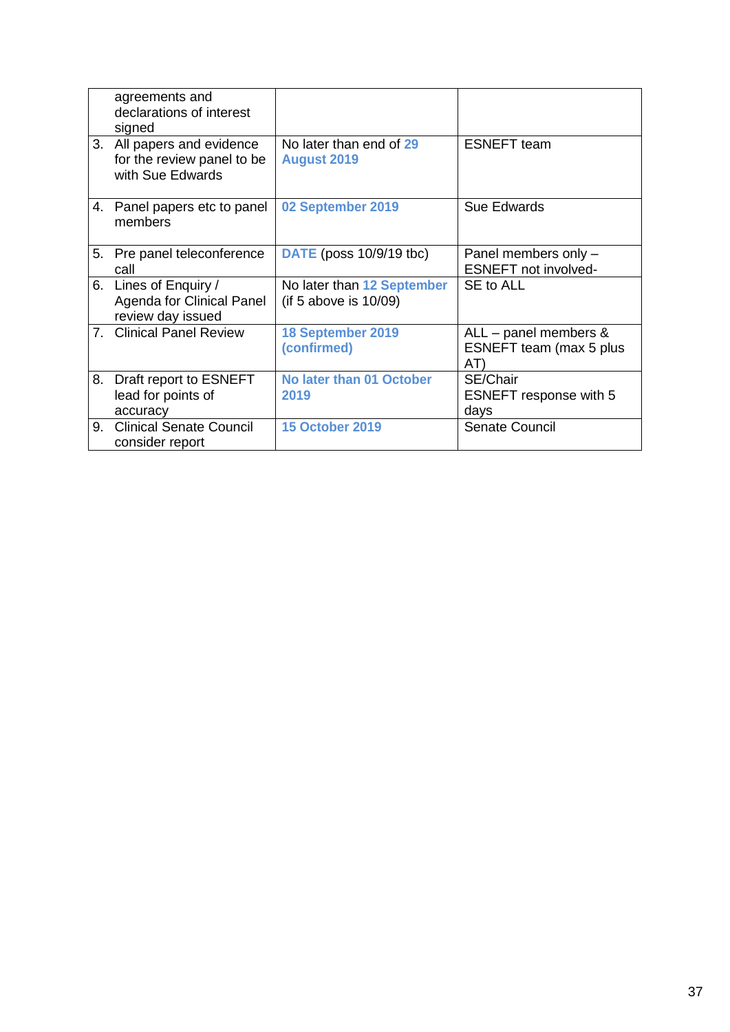| | | |
|---|---|---|
| agreements and declarations of interest signed | | |
| 3. All papers and evidence for the review panel to be with Sue Edwards | No later than end of **29 August 2019** | ESNEFT team |
| 4. Panel papers etc to panel members | **02 September 2019** | Sue Edwards |
| 5. Pre panel teleconference call | **DATE** (poss 10/9/19 tbc) | Panel members only – ESNEFT not involved- |
| 6. Lines of Enquiry / Agenda for Clinical Panel review day issued | No later than **12 September** (if 5 above is 10/09) | SE to ALL |
| 7. Clinical Panel Review | **18 September 2019 (confirmed)** | ALL – panel members & ESNEFT team (max 5 plus AT) |
| 8. Draft report to ESNEFT lead for points of accuracy | **No later than 01 October 2019** | SE/Chair<br>ESNEFT response with 5 days |
| 9. Clinical Senate Council consider report | **15 October 2019** | Senate Council |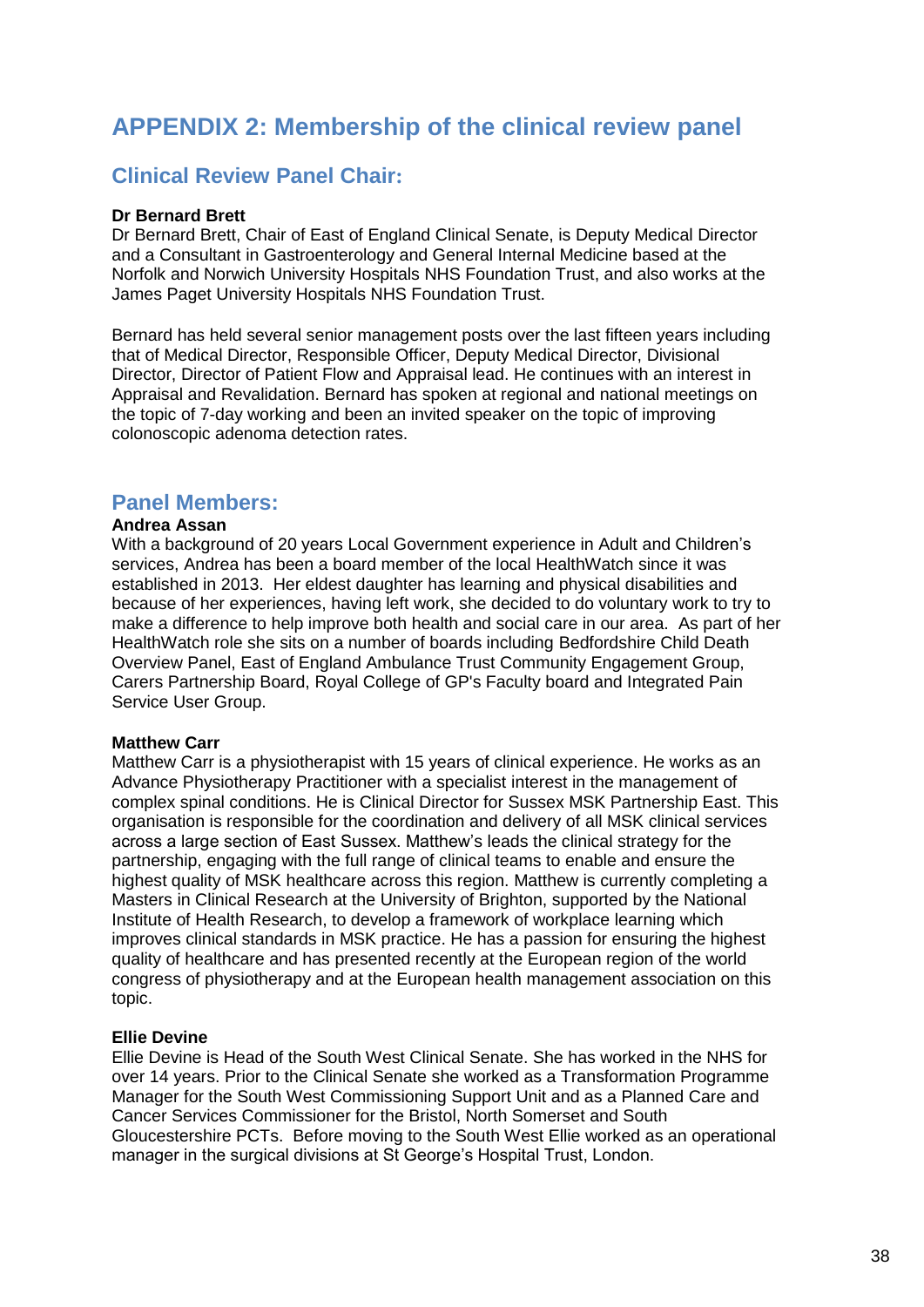# APPENDIX 2: Membership of the clinical review panel

## Clinical Review Panel Chair:

**Dr Bernard Brett**
Dr Bernard Brett, Chair of East of England Clinical Senate, is Deputy Medical Director and a Consultant in Gastroenterology and General Internal Medicine based at the Norfolk and Norwich University Hospitals NHS Foundation Trust, and also works at the James Paget University Hospitals NHS Foundation Trust.

Bernard has held several senior management posts over the last fifteen years including that of Medical Director, Responsible Officer, Deputy Medical Director, Divisional Director, Director of Patient Flow and Appraisal lead. He continues with an interest in Appraisal and Revalidation. Bernard has spoken at regional and national meetings on the topic of 7-day working and been an invited speaker on the topic of improving colonoscopic adenoma detection rates.

## Panel Members:

**Andrea Assan**
With a background of 20 years Local Government experience in Adult and Children's services, Andrea has been a board member of the local HealthWatch since it was established in 2013. Her eldest daughter has learning and physical disabilities and because of her experiences, having left work, she decided to do voluntary work to try to make a difference to help improve both health and social care in our area. As part of her HealthWatch role she sits on a number of boards including Bedfordshire Child Death Overview Panel, East of England Ambulance Trust Community Engagement Group, Carers Partnership Board, Royal College of GP's Faculty board and Integrated Pain Service User Group.

**Matthew Carr**
Matthew Carr is a physiotherapist with 15 years of clinical experience. He works as an Advance Physiotherapy Practitioner with a specialist interest in the management of complex spinal conditions. He is Clinical Director for Sussex MSK Partnership East. This organisation is responsible for the coordination and delivery of all MSK clinical services across a large section of East Sussex. Matthew's leads the clinical strategy for the partnership, engaging with the full range of clinical teams to enable and ensure the highest quality of MSK healthcare across this region. Matthew is currently completing a Masters in Clinical Research at the University of Brighton, supported by the National Institute of Health Research, to develop a framework of workplace learning which improves clinical standards in MSK practice. He has a passion for ensuring the highest quality of healthcare and has presented recently at the European region of the world congress of physiotherapy and at the European health management association on this topic.

**Ellie Devine**
Ellie Devine is Head of the South West Clinical Senate. She has worked in the NHS for over 14 years. Prior to the Clinical Senate she worked as a Transformation Programme Manager for the South West Commissioning Support Unit and as a Planned Care and Cancer Services Commissioner for the Bristol, North Somerset and South Gloucestershire PCTs. Before moving to the South West Ellie worked as an operational manager in the surgical divisions at St George's Hospital Trust, London.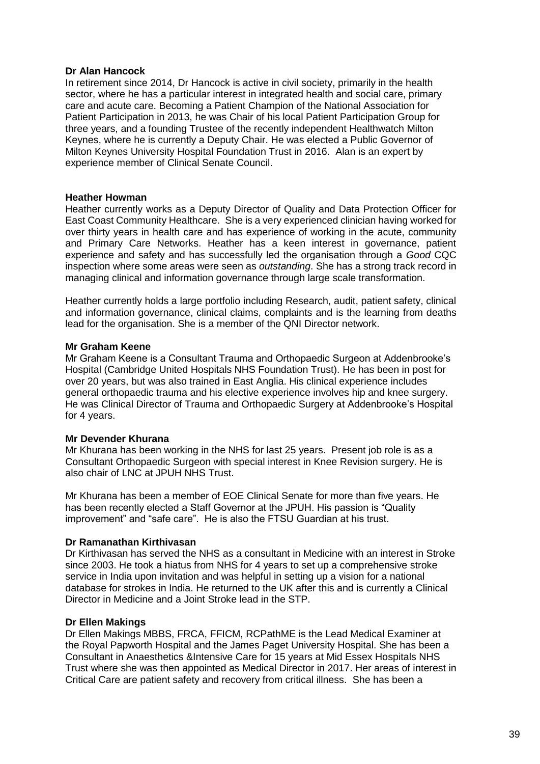**Dr Alan Hancock**

In retirement since 2014, Dr Hancock is active in civil society, primarily in the health sector, where he has a particular interest in integrated health and social care, primary care and acute care. Becoming a Patient Champion of the National Association for Patient Participation in 2013, he was Chair of his local Patient Participation Group for three years, and a founding Trustee of the recently independent Healthwatch Milton Keynes, where he is currently a Deputy Chair. He was elected a Public Governor of Milton Keynes University Hospital Foundation Trust in 2016. Alan is an expert by experience member of Clinical Senate Council.

**Heather Howman**

Heather currently works as a Deputy Director of Quality and Data Protection Officer for East Coast Community Healthcare. She is a very experienced clinician having worked for over thirty years in health care and has experience of working in the acute, community and Primary Care Networks. Heather has a keen interest in governance, patient experience and safety and has successfully led the organisation through a *Good* CQC inspection where some areas were seen as *outstanding*. She has a strong track record in managing clinical and information governance through large scale transformation.

Heather currently holds a large portfolio including Research, audit, patient safety, clinical and information governance, clinical claims, complaints and is the learning from deaths lead for the organisation. She is a member of the QNI Director network.

**Mr Graham Keene**

Mr Graham Keene is a Consultant Trauma and Orthopaedic Surgeon at Addenbrooke's Hospital (Cambridge United Hospitals NHS Foundation Trust). He has been in post for over 20 years, but was also trained in East Anglia. His clinical experience includes general orthopaedic trauma and his elective experience involves hip and knee surgery. He was Clinical Director of Trauma and Orthopaedic Surgery at Addenbrooke's Hospital for 4 years.

**Mr Devender Khurana**

Mr Khurana has been working in the NHS for last 25 years. Present job role is as a Consultant Orthopaedic Surgeon with special interest in Knee Revision surgery. He is also chair of LNC at JPUH NHS Trust.

Mr Khurana has been a member of EOE Clinical Senate for more than five years. He has been recently elected a Staff Governor at the JPUH. His passion is "Quality improvement" and "safe care". He is also the FTSU Guardian at his trust.

**Dr Ramanathan Kirthivasan**

Dr Kirthivasan has served the NHS as a consultant in Medicine with an interest in Stroke since 2003. He took a hiatus from NHS for 4 years to set up a comprehensive stroke service in India upon invitation and was helpful in setting up a vision for a national database for strokes in India. He returned to the UK after this and is currently a Clinical Director in Medicine and a Joint Stroke lead in the STP.

**Dr Ellen Makings**

Dr Ellen Makings MBBS, FRCA, FFICM, RCPathME is the Lead Medical Examiner at the Royal Papworth Hospital and the James Paget University Hospital. She has been a Consultant in Anaesthetics &Intensive Care for 15 years at Mid Essex Hospitals NHS Trust where she was then appointed as Medical Director in 2017. Her areas of interest in Critical Care are patient safety and recovery from critical illness. She has been a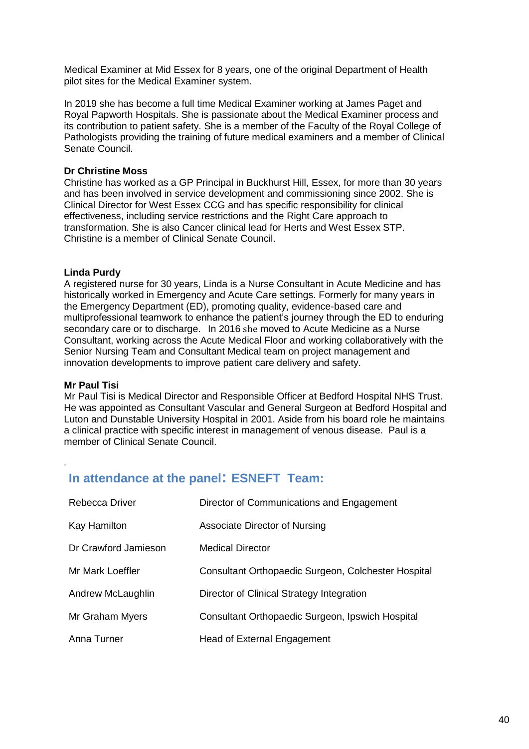Medical Examiner at Mid Essex for 8 years, one of the original Department of Health pilot sites for the Medical Examiner system.

In 2019 she has become a full time Medical Examiner working at James Paget and Royal Papworth Hospitals. She is passionate about the Medical Examiner process and its contribution to patient safety. She is a member of the Faculty of the Royal College of Pathologists providing the training of future medical examiners and a member of Clinical Senate Council.

**Dr Christine Moss**
Christine has worked as a GP Principal in Buckhurst Hill, Essex, for more than 30 years and has been involved in service development and commissioning since 2002. She is Clinical Director for West Essex CCG and has specific responsibility for clinical effectiveness, including service restrictions and the Right Care approach to transformation. She is also Cancer clinical lead for Herts and West Essex STP. Christine is a member of Clinical Senate Council.

**Linda Purdy**
A registered nurse for 30 years, Linda is a Nurse Consultant in Acute Medicine and has historically worked in Emergency and Acute Care settings. Formerly for many years in the Emergency Department (ED), promoting quality, evidence-based care and multiprofessional teamwork to enhance the patient's journey through the ED to enduring secondary care or to discharge. In 2016 she moved to Acute Medicine as a Nurse Consultant, working across the Acute Medical Floor and working collaboratively with the Senior Nursing Team and Consultant Medical team on project management and innovation developments to improve patient care delivery and safety.

**Mr Paul Tisi**
Mr Paul Tisi is Medical Director and Responsible Officer at Bedford Hospital NHS Trust. He was appointed as Consultant Vascular and General Surgeon at Bedford Hospital and Luton and Dunstable University Hospital in 2001. Aside from his board role he maintains a clinical practice with specific interest in management of venous disease. Paul is a member of Clinical Senate Council.

## In attendance at the panel: ESNEFT Team:

| | |
|---|---|
| Rebecca Driver | Director of Communications and Engagement |
| Kay Hamilton | Associate Director of Nursing |
| Dr Crawford Jamieson | Medical Director |
| Mr Mark Loeffler | Consultant Orthopaedic Surgeon, Colchester Hospital |
| Andrew McLaughlin | Director of Clinical Strategy Integration |
| Mr Graham Myers | Consultant Orthopaedic Surgeon, Ipswich Hospital |
| Anna Turner | Head of External Engagement |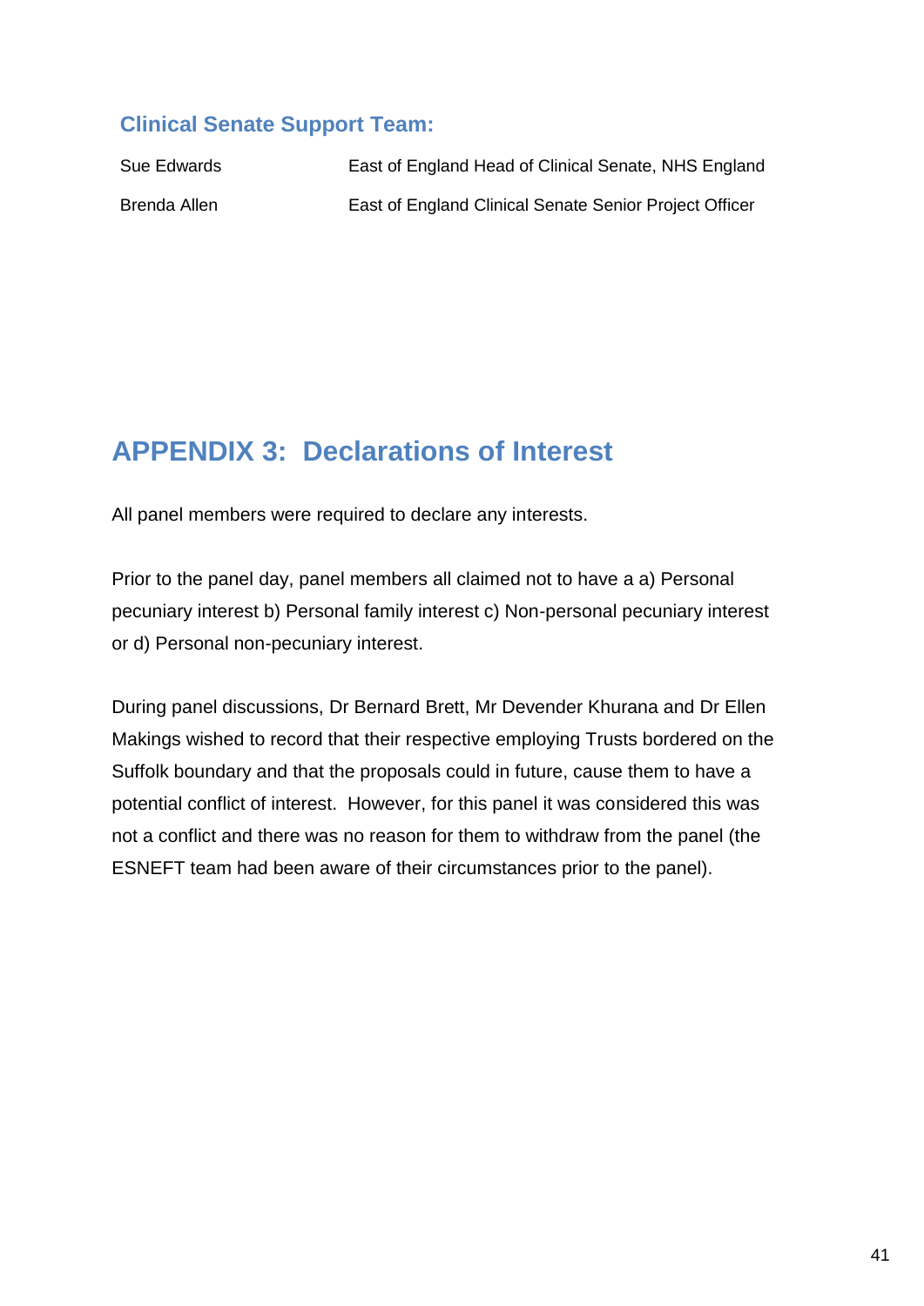### Clinical Senate Support Team:

| | |
|---|---|
| Sue Edwards | East of England Head of Clinical Senate, NHS England |
| Brenda Allen | East of England Clinical Senate Senior Project Officer |

## APPENDIX 3: Declarations of Interest

All panel members were required to declare any interests.

Prior to the panel day, panel members all claimed not to have a a) Personal pecuniary interest b) Personal family interest c) Non-personal pecuniary interest or d) Personal non-pecuniary interest.

During panel discussions, Dr Bernard Brett, Mr Devender Khurana and Dr Ellen Makings wished to record that their respective employing Trusts bordered on the Suffolk boundary and that the proposals could in future, cause them to have a potential conflict of interest. However, for this panel it was considered this was not a conflict and there was no reason for them to withdraw from the panel (the ESNEFT team had been aware of their circumstances prior to the panel).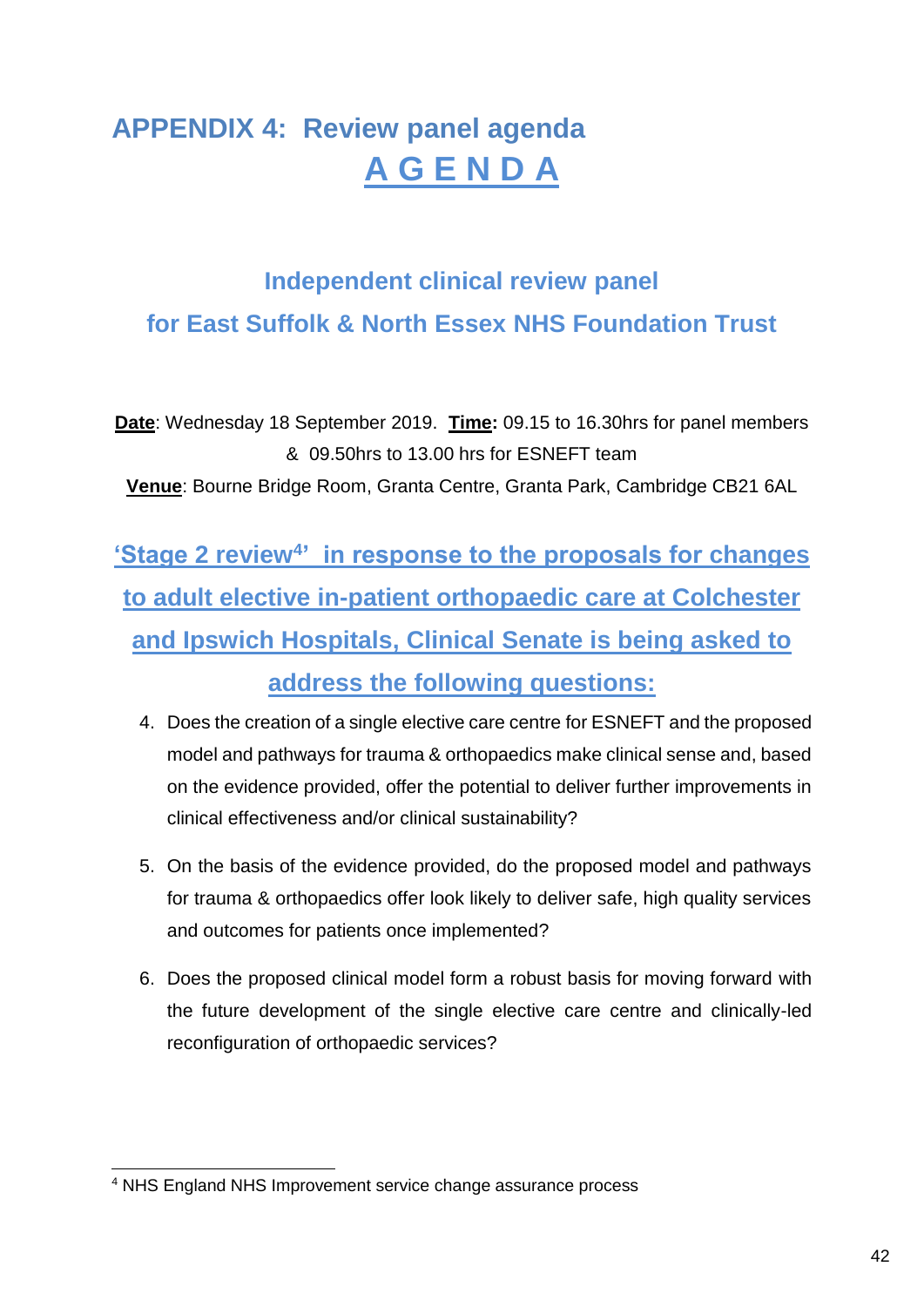# APPENDIX 4: Review panel agenda

## A G E N D A

### Independent clinical review panel
### for East Suffolk & North Essex NHS Foundation Trust

**Date**: Wednesday 18 September 2019. **Time:** 09.15 to 16.30hrs for panel members & 09.50hrs to 13.00 hrs for ESNEFT team

**Venue**: Bourne Bridge Room, Granta Centre, Granta Park, Cambridge CB21 6AL

### 'Stage 2 review[4]' in response to the proposals for changes to adult elective in-patient orthopaedic care at Colchester and Ipswich Hospitals, Clinical Senate is being asked to address the following questions:

4. Does the creation of a single elective care centre for ESNEFT and the proposed model and pathways for trauma & orthopaedics make clinical sense and, based on the evidence provided, offer the potential to deliver further improvements in clinical effectiveness and/or clinical sustainability?

5. On the basis of the evidence provided, do the proposed model and pathways for trauma & orthopaedics offer look likely to deliver safe, high quality services and outcomes for patients once implemented?

6. Does the proposed clinical model form a robust basis for moving forward with the future development of the single elective care centre and clinically-led reconfiguration of orthopaedic services?

---

[4] NHS England NHS Improvement service change assurance process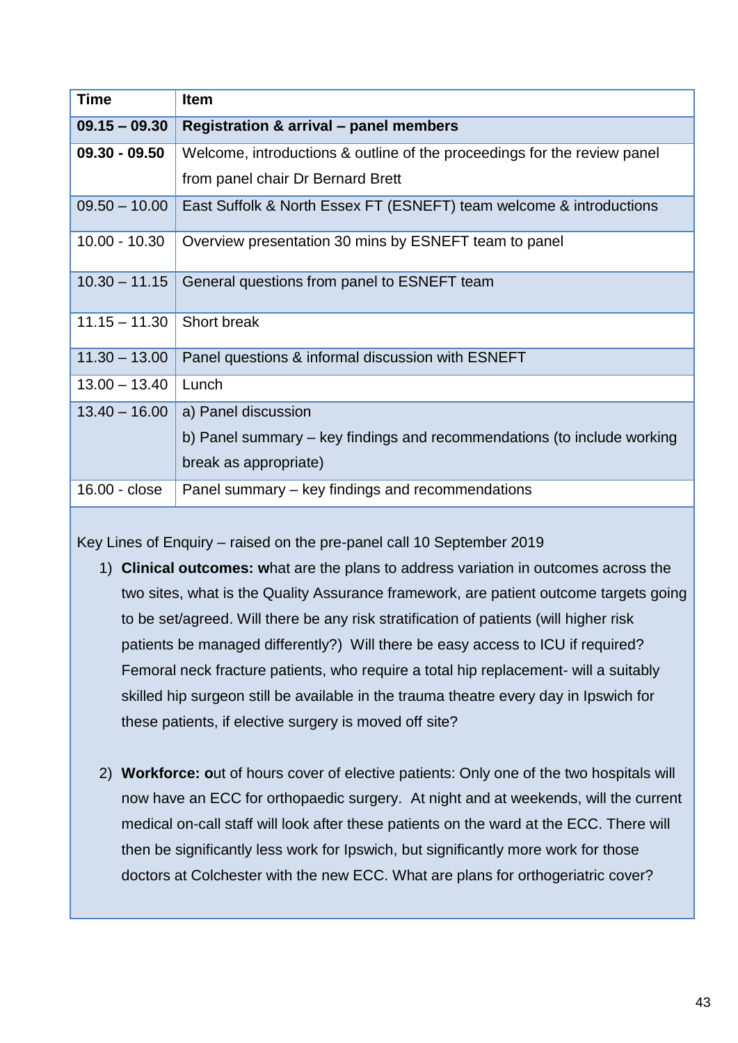| Time | Item |
|---|---|
| **09.15 – 09.30** | **Registration & arrival – panel members** |
| **09.30 - 09.50** | Welcome, introductions & outline of the proceedings for the review panel from panel chair Dr Bernard Brett |
| 09.50 – 10.00 | East Suffolk & North Essex FT (ESNEFT) team welcome & introductions |
| 10.00 - 10.30 | Overview presentation 30 mins by ESNEFT team to panel |
| 10.30 – 11.15 | General questions from panel to ESNEFT team |
| 11.15 – 11.30 | Short break |
| 11.30 – 13.00 | Panel questions & informal discussion with ESNEFT |
| 13.00 – 13.40 | Lunch |
| 13.40 – 16.00 | a) Panel discussion<br>b) Panel summary – key findings and recommendations (to include working break as appropriate) |
| 16.00 - close | Panel summary – key findings and recommendations |

Key Lines of Enquiry – raised on the pre-panel call 10 September 2019

1) **Clinical outcomes: w**hat are the plans to address variation in outcomes across the two sites, what is the Quality Assurance framework, are patient outcome targets going to be set/agreed. Will there be any risk stratification of patients (will higher risk patients be managed differently?) Will there be easy access to ICU if required? Femoral neck fracture patients, who require a total hip replacement- will a suitably skilled hip surgeon still be available in the trauma theatre every day in Ipswich for these patients, if elective surgery is moved off site?

2) **Workforce: o**ut of hours cover of elective patients: Only one of the two hospitals will now have an ECC for orthopaedic surgery. At night and at weekends, will the current medical on-call staff will look after these patients on the ward at the ECC. There will then be significantly less work for Ipswich, but significantly more work for those doctors at Colchester with the new ECC. What are plans for orthogeriatric cover?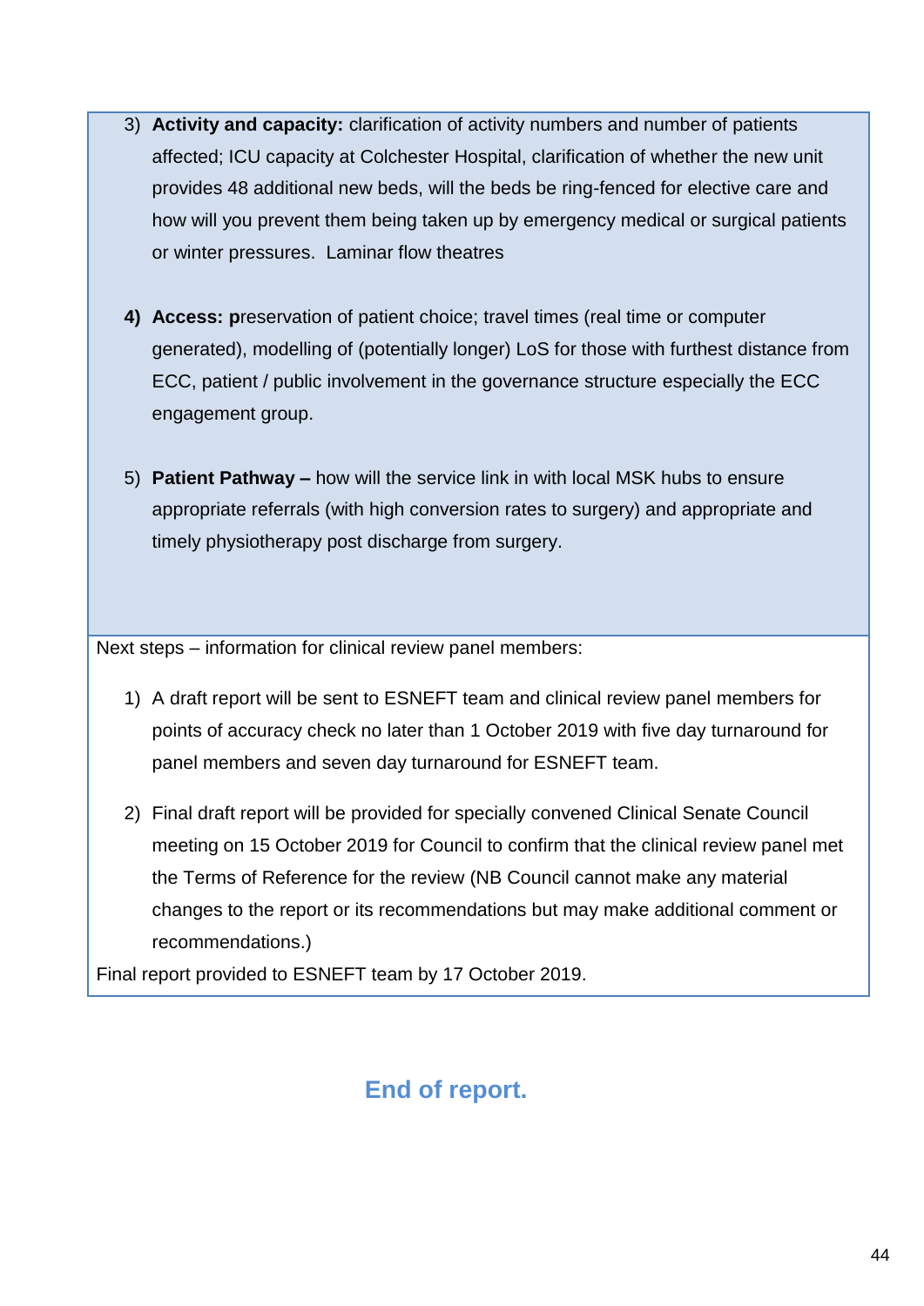3) **Activity and capacity:** clarification of activity numbers and number of patients affected; ICU capacity at Colchester Hospital, clarification of whether the new unit provides 48 additional new beds, will the beds be ring-fenced for elective care and how will you prevent them being taken up by emergency medical or surgical patients or winter pressures. Laminar flow theatres

4) **Access: p**reservation of patient choice; travel times (real time or computer generated), modelling of (potentially longer) LoS for those with furthest distance from ECC, patient / public involvement in the governance structure especially the ECC engagement group.

5) **Patient Pathway –** how will the service link in with local MSK hubs to ensure appropriate referrals (with high conversion rates to surgery) and appropriate and timely physiotherapy post discharge from surgery.

Next steps – information for clinical review panel members:

1) A draft report will be sent to ESNEFT team and clinical review panel members for points of accuracy check no later than 1 October 2019 with five day turnaround for panel members and seven day turnaround for ESNEFT team.

2) Final draft report will be provided for specially convened Clinical Senate Council meeting on 15 October 2019 for Council to confirm that the clinical review panel met the Terms of Reference for the review (NB Council cannot make any material changes to the report or its recommendations but may make additional comment or recommendations.)

Final report provided to ESNEFT team by 17 October 2019.

## End of report.